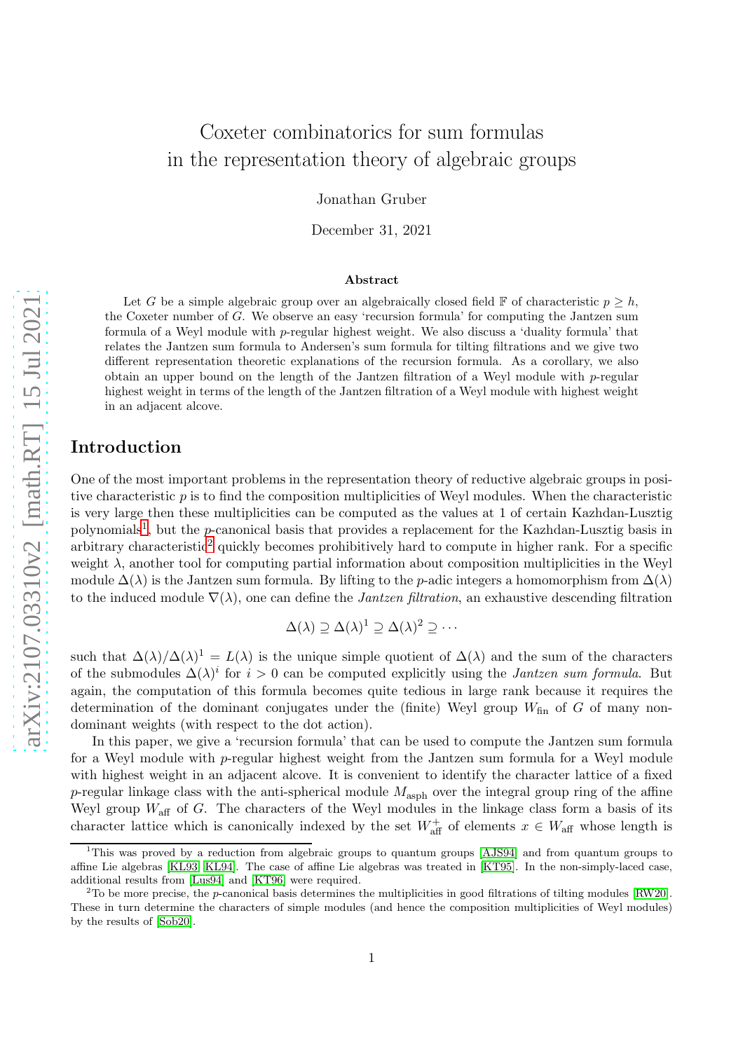# Coxeter combinatorics for sum formulas in the representation theory of algebraic groups

Jonathan Gruber

December 31, 2021

**Abstract**

Let $G$ be a simple algebraic group over an algebraically closed field $\mathbb{F}$ of characteristic $p \geq h$, the Coxeter number of $G$. We observe an easy 'recursion formula' for computing the Jantzen sum formula of a Weyl module with $p$-regular highest weight. We also discuss a 'duality formula' that relates the Jantzen sum formula to Andersen's sum formula for tilting filtrations and we give two different representation theoretic explanations of the recursion formula. As a corollary, we also obtain an upper bound on the length of the Jantzen filtration of a Weyl module with $p$-regular highest weight in terms of the length of the Jantzen filtration of a Weyl module with highest weight in an adjacent alcove.

## Introduction

One of the most important problems in the representation theory of reductive algebraic groups in positive characteristic $p$ is to find the composition multiplicities of Weyl modules. When the characteristic is very large then these multiplicities can be computed as the values at 1 of certain Kazhdan-Lusztig polynomials[1], but the $p$-canonical basis that provides a replacement for the Kazhdan-Lusztig basis in arbitrary characteristic[2] quickly becomes prohibitively hard to compute in higher rank. For a specific weight $\lambda$, another tool for computing partial information about composition multiplicities in the Weyl module $\Delta(\lambda)$ is the Jantzen sum formula. By lifting to the $p$-adic integers a homomorphism from $\Delta(\lambda)$ to the induced module $\nabla(\lambda)$, one can define the *Jantzen filtration*, an exhaustive descending filtration

$$\Delta(\lambda) \supseteq \Delta(\lambda)^1 \supseteq \Delta(\lambda)^2 \supseteq \cdots$$

such that $\Delta(\lambda)/\Delta(\lambda)^1 = L(\lambda)$ is the unique simple quotient of $\Delta(\lambda)$ and the sum of the characters of the submodules $\Delta(\lambda)^i$ for $i > 0$ can be computed explicitly using the *Jantzen sum formula*. But again, the computation of this formula becomes quite tedious in large rank because it requires the determination of the dominant conjugates under the (finite) Weyl group $W_{\mathrm{fin}}$ of $G$ of many non-dominant weights (with respect to the dot action).

In this paper, we give a 'recursion formula' that can be used to compute the Jantzen sum formula for a Weyl module with $p$-regular highest weight from the Jantzen sum formula for a Weyl module with highest weight in an adjacent alcove. It is convenient to identify the character lattice of a fixed $p$-regular linkage class with the anti-spherical module $M_{\mathrm{asph}}$ over the integral group ring of the affine Weyl group $W_{\mathrm{aff}}$ of $G$. The characters of the Weyl modules in the linkage class form a basis of its character lattice which is canonically indexed by the set $W_{\mathrm{aff}}^+$ of elements $x \in W_{\mathrm{aff}}$ whose length is

[1] This was proved by a reduction from algebraic groups to quantum groups [AJS94] and from quantum groups to affine Lie algebras [KL93, KL94]. The case of affine Lie algebras was treated in [KT95]. In the non-simply-laced case, additional results from [Lus94] and [KT96] were required.

[2] To be more precise, the $p$-canonical basis determines the multiplicities in good filtrations of tilting modules [RW20]. These in turn determine the characters of simple modules (and hence the composition multiplicities of Weyl modules) by the results of [Sob20].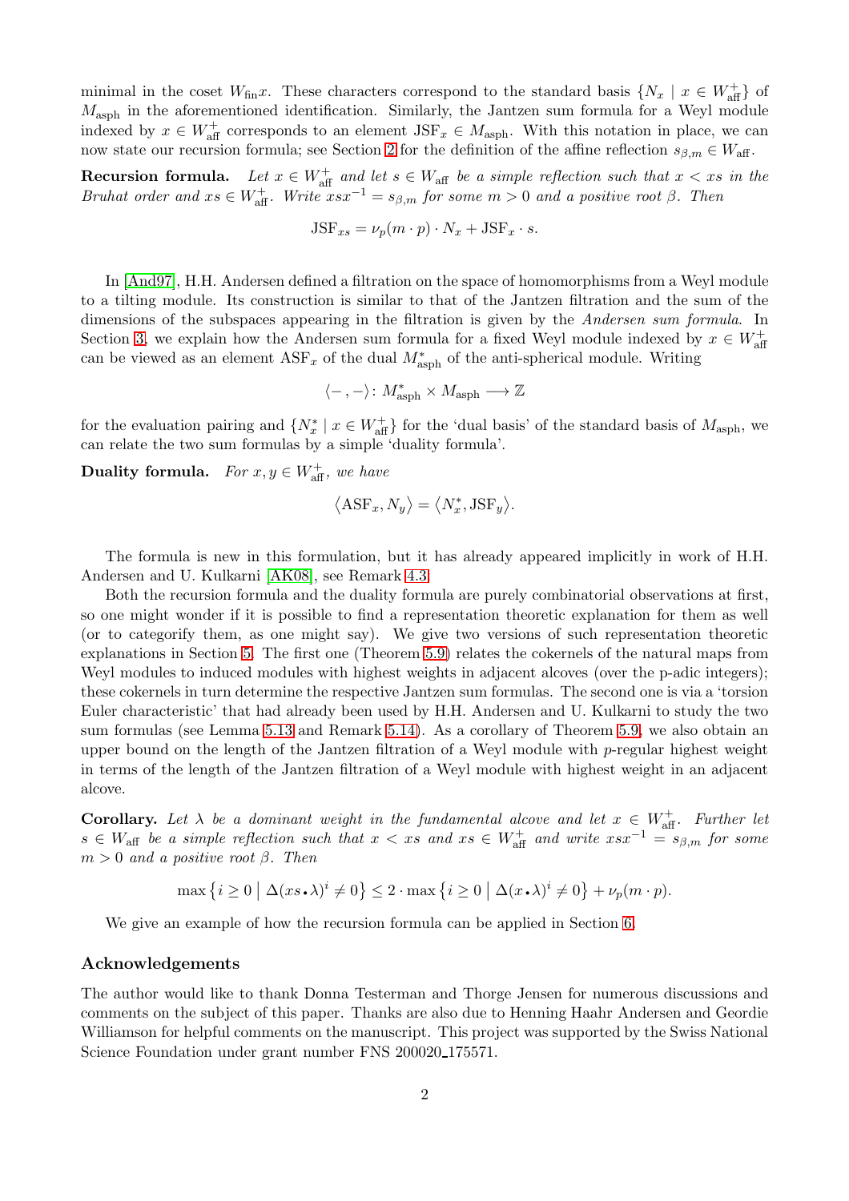minimal in the coset $W_{\mathrm{fin}}x$. These characters correspond to the standard basis $\{N_x \mid x \in W_{\mathrm{aff}}^+\}$ of $M_{\mathrm{asph}}$ in the aforementioned identification. Similarly, the Jantzen sum formula for a Weyl module indexed by $x \in W_{\mathrm{aff}}^+$ corresponds to an element $\mathrm{JSF}_x \in M_{\mathrm{asph}}$. With this notation in place, we can now state our recursion formula; see Section 2 for the definition of the affine reflection $s_{\beta,m} \in W_{\mathrm{aff}}$.

**Recursion formula.** *Let $x \in W_{\mathrm{aff}}^+$ and let $s \in W_{\mathrm{aff}}$ be a simple reflection such that $x < xs$ in the Bruhat order and $xs \in W_{\mathrm{aff}}^+$. Write $xsx^{-1} = s_{\beta,m}$ for some $m > 0$ and a positive root $\beta$. Then*

$$\mathrm{JSF}_{xs} = \nu_p(m \cdot p) \cdot N_x + \mathrm{JSF}_x \cdot s.$$

In [And97], H.H. Andersen defined a filtration on the space of homomorphisms from a Weyl module to a tilting module. Its construction is similar to that of the Jantzen filtration and the sum of the dimensions of the subspaces appearing in the filtration is given by the *Andersen sum formula*. In Section 3, we explain how the Andersen sum formula for a fixed Weyl module indexed by $x \in W_{\mathrm{aff}}^+$ can be viewed as an element $\mathrm{ASF}_x$ of the dual $M_{\mathrm{asph}}^*$ of the anti-spherical module. Writing

$$\langle -, - \rangle \colon M_{\mathrm{asph}}^* \times M_{\mathrm{asph}} \longrightarrow \mathbb{Z}$$

for the evaluation pairing and $\{N_x^* \mid x \in W_{\mathrm{aff}}^+\}$ for the 'dual basis' of the standard basis of $M_{\mathrm{asph}}$, we can relate the two sum formulas by a simple 'duality formula'.

**Duality formula.** *For $x, y \in W_{\mathrm{aff}}^+$, we have*

$$\langle \mathrm{ASF}_x, N_y \rangle = \langle N_x^*, \mathrm{JSF}_y \rangle.$$

The formula is new in this formulation, but it has already appeared implicitly in work of H.H. Andersen and U. Kulkarni [AK08], see Remark 4.3.

Both the recursion formula and the duality formula are purely combinatorial observations at first, so one might wonder if it is possible to find a representation theoretic explanation for them as well (or to categorify them, as one might say). We give two versions of such representation theoretic explanations in Section 5. The first one (Theorem 5.9) relates the cokernels of the natural maps from Weyl modules to induced modules with highest weights in adjacent alcoves (over the p-adic integers); these cokernels in turn determine the respective Jantzen sum formulas. The second one is via a 'torsion Euler characteristic' that had already been used by H.H. Andersen and U. Kulkarni to study the two sum formulas (see Lemma 5.13 and Remark 5.14). As a corollary of Theorem 5.9, we also obtain an upper bound on the length of the Jantzen filtration of a Weyl module with $p$-regular highest weight in terms of the length of the Jantzen filtration of a Weyl module with highest weight in an adjacent alcove.

**Corollary.** *Let $\lambda$ be a dominant weight in the fundamental alcove and let $x \in W_{\mathrm{aff}}^+$. Further let $s \in W_{\mathrm{aff}}$ be a simple reflection such that $x < xs$ and $xs \in W_{\mathrm{aff}}^+$ and write $xsx^{-1} = s_{\beta,m}$ for some $m > 0$ and a positive root $\beta$. Then*

$$\max\left\{ i \geq 0 \mid \Delta(xs \bullet \lambda)^i \neq 0 \right\} \leq 2 \cdot \max\left\{ i \geq 0 \mid \Delta(x \bullet \lambda)^i \neq 0 \right\} + \nu_p(m \cdot p).$$

We give an example of how the recursion formula can be applied in Section 6.

## Acknowledgements

The author would like to thank Donna Testerman and Thorge Jensen for numerous discussions and comments on the subject of this paper. Thanks are also due to Henning Haahr Andersen and Geordie Williamson for helpful comments on the manuscript. This project was supported by the Swiss National Science Foundation under grant number FNS 200020_175571.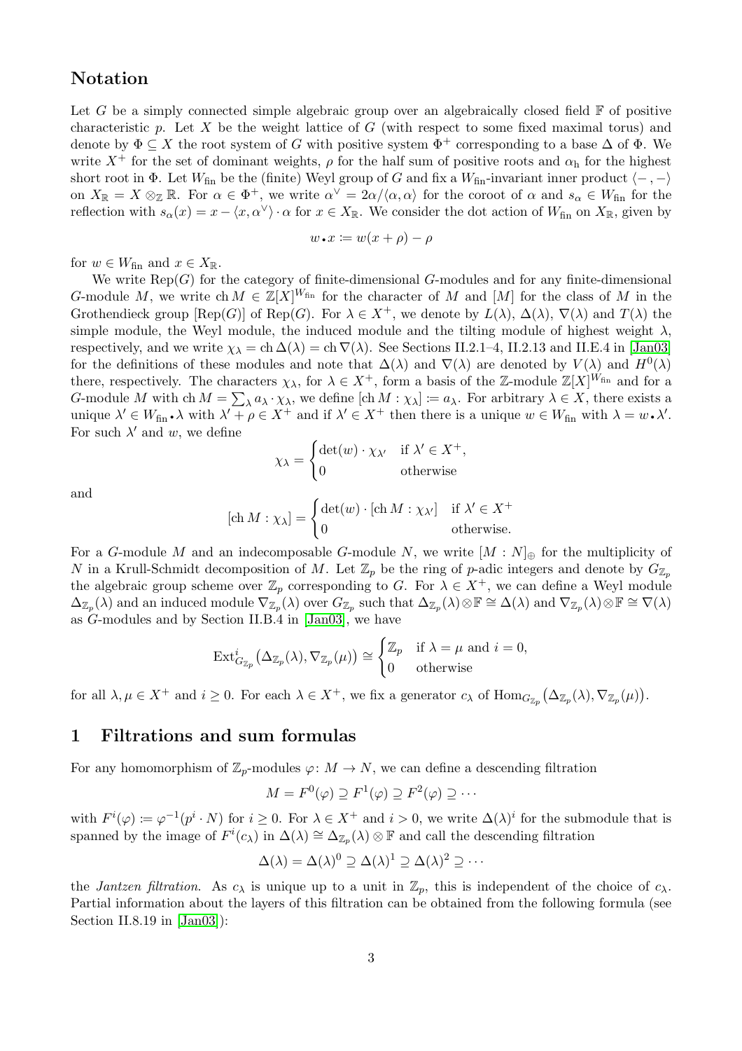## Notation

Let $G$ be a simply connected simple algebraic group over an algebraically closed field $\mathbb{F}$ of positive characteristic $p$. Let $X$ be the weight lattice of $G$ (with respect to some fixed maximal torus) and denote by $\Phi \subseteq X$ the root system of $G$ with positive system $\Phi^+$ corresponding to a base $\Delta$ of $\Phi$. We write $X^+$ for the set of dominant weights, $\rho$ for the half sum of positive roots and $\alpha_\mathrm{h}$ for the highest short root in $\Phi$. Let $W_\mathrm{fin}$ be the (finite) Weyl group of $G$ and fix a $W_\mathrm{fin}$-invariant inner product $\langle -, - \rangle$ on $X_\mathbb{R} = X \otimes_\mathbb{Z} \mathbb{R}$. For $\alpha \in \Phi^+$, we write $\alpha^\vee = 2\alpha/\langle \alpha, \alpha \rangle$ for the coroot of $\alpha$ and $s_\alpha \in W_\mathrm{fin}$ for the reflection with $s_\alpha(x) = x - \langle x, \alpha^\vee \rangle \cdot \alpha$ for $x \in X_\mathbb{R}$. We consider the dot action of $W_\mathrm{fin}$ on $X_\mathbb{R}$, given by

$$w \bullet x := w(x + \rho) - \rho$$

for $w \in W_\mathrm{fin}$ and $x \in X_\mathbb{R}$.

We write $\mathrm{Rep}(G)$ for the category of finite-dimensional $G$-modules and for any finite-dimensional $G$-module $M$, we write $\mathrm{ch}\, M \in \mathbb{Z}[X]^{W_\mathrm{fin}}$ for the character of $M$ and $[M]$ for the class of $M$ in the Grothendieck group $[\mathrm{Rep}(G)]$ of $\mathrm{Rep}(G)$. For $\lambda \in X^+$, we denote by $L(\lambda)$, $\Delta(\lambda)$, $\nabla(\lambda)$ and $T(\lambda)$ the simple module, the Weyl module, the induced module and the tilting module of highest weight $\lambda$, respectively, and we write $\chi_\lambda = \mathrm{ch}\, \Delta(\lambda) = \mathrm{ch}\, \nabla(\lambda)$. See Sections II.2.1–4, II.2.13 and II.E.4 in [Jan03] for the definitions of these modules and note that $\Delta(\lambda)$ and $\nabla(\lambda)$ are denoted by $V(\lambda)$ and $H^0(\lambda)$ there, respectively. The characters $\chi_\lambda$, for $\lambda \in X^+$, form a basis of the $\mathbb{Z}$-module $\mathbb{Z}[X]^{W_\mathrm{fin}}$ and for a $G$-module $M$ with $\mathrm{ch}\, M = \sum_\lambda a_\lambda \cdot \chi_\lambda$, we define $[\mathrm{ch}\, M : \chi_\lambda] := a_\lambda$. For arbitrary $\lambda \in X$, there exists a unique $\lambda' \in W_\mathrm{fin} \bullet \lambda$ with $\lambda' + \rho \in X^+$ and if $\lambda' \in X^+$ then there is a unique $w \in W_\mathrm{fin}$ with $\lambda = w \bullet \lambda'$. For such $\lambda'$ and $w$, we define

$$\chi_\lambda = \begin{cases} \det(w) \cdot \chi_{\lambda'} & \text{if } \lambda' \in X^+, \\ 0 & \text{otherwise} \end{cases}$$

and

$$[\mathrm{ch}\, M : \chi_\lambda] = \begin{cases} \det(w) \cdot [\mathrm{ch}\, M : \chi_{\lambda'}] & \text{if } \lambda' \in X^+ \\ 0 & \text{otherwise.} \end{cases}$$

For a $G$-module $M$ and an indecomposable $G$-module $N$, we write $[M : N]_\oplus$ for the multiplicity of $N$ in a Krull-Schmidt decomposition of $M$. Let $\mathbb{Z}_p$ be the ring of $p$-adic integers and denote by $G_{\mathbb{Z}_p}$ the algebraic group scheme over $\mathbb{Z}_p$ corresponding to $G$. For $\lambda \in X^+$, we can define a Weyl module $\Delta_{\mathbb{Z}_p}(\lambda)$ and an induced module $\nabla_{\mathbb{Z}_p}(\lambda)$ over $G_{\mathbb{Z}_p}$ such that $\Delta_{\mathbb{Z}_p}(\lambda) \otimes \mathbb{F} \cong \Delta(\lambda)$ and $\nabla_{\mathbb{Z}_p}(\lambda) \otimes \mathbb{F} \cong \nabla(\lambda)$ as $G$-modules and by Section II.B.4 in [Jan03], we have

$$\mathrm{Ext}^i_{G_{\mathbb{Z}_p}}\big(\Delta_{\mathbb{Z}_p}(\lambda), \nabla_{\mathbb{Z}_p}(\mu)\big) \cong \begin{cases} \mathbb{Z}_p & \text{if } \lambda = \mu \text{ and } i = 0, \\ 0 & \text{otherwise} \end{cases}$$

for all $\lambda, \mu \in X^+$ and $i \geq 0$. For each $\lambda \in X^+$, we fix a generator $c_\lambda$ of $\mathrm{Hom}_{G_{\mathbb{Z}_p}}\big(\Delta_{\mathbb{Z}_p}(\lambda), \nabla_{\mathbb{Z}_p}(\mu)\big)$.

## 1 Filtrations and sum formulas

For any homomorphism of $\mathbb{Z}_p$-modules $\varphi \colon M \to N$, we can define a descending filtration

$$M = F^0(\varphi) \supseteq F^1(\varphi) \supseteq F^2(\varphi) \supseteq \cdots$$

with $F^i(\varphi) := \varphi^{-1}(p^i \cdot N)$ for $i \geq 0$. For $\lambda \in X^+$ and $i > 0$, we write $\Delta(\lambda)^i$ for the submodule that is spanned by the image of $F^i(c_\lambda)$ in $\Delta(\lambda) \cong \Delta_{\mathbb{Z}_p}(\lambda) \otimes \mathbb{F}$ and call the descending filtration

$$\Delta(\lambda) = \Delta(\lambda)^0 \supseteq \Delta(\lambda)^1 \supseteq \Delta(\lambda)^2 \supseteq \cdots$$

the *Jantzen filtration*. As $c_\lambda$ is unique up to a unit in $\mathbb{Z}_p$, this is independent of the choice of $c_\lambda$. Partial information about the layers of this filtration can be obtained from the following formula (see Section II.8.19 in [Jan03]):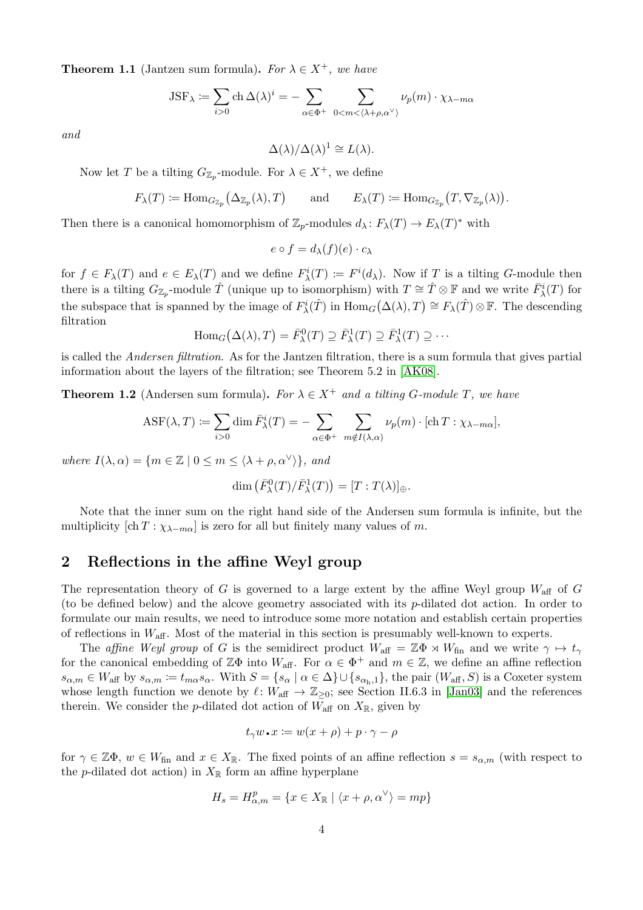**Theorem 1.1** (Jantzen sum formula)**.** *For $\lambda \in X^+$, we have*

$$\mathrm{JSF}_\lambda \coloneqq \sum_{i>0} \mathrm{ch}\, \Delta(\lambda)^i = -\sum_{\alpha \in \Phi^+} \sum_{0<m<\langle \lambda+\rho,\alpha^\vee\rangle} \nu_p(m) \cdot \chi_{\lambda - m\alpha}$$

*and*

$$\Delta(\lambda)/\Delta(\lambda)^1 \cong L(\lambda).$$

Now let $T$ be a tilting $G_{\mathbb{Z}_p}$-module. For $\lambda \in X^+$, we define

$$F_\lambda(T) \coloneqq \mathrm{Hom}_{G_{\mathbb{Z}_p}}\big(\Delta_{\mathbb{Z}_p}(\lambda), T\big) \qquad \text{and} \qquad E_\lambda(T) \coloneqq \mathrm{Hom}_{G_{\mathbb{Z}_p}}\big(T, \nabla_{\mathbb{Z}_p}(\lambda)\big).$$

Then there is a canonical homomorphism of $\mathbb{Z}_p$-modules $d_\lambda \colon F_\lambda(T) \to E_\lambda(T)^*$ with

$$e \circ f = d_\lambda(f)(e) \cdot c_\lambda$$

for $f \in F_\lambda(T)$ and $e \in E_\lambda(T)$ and we define $F_\lambda^i(T) \coloneqq F^i(d_\lambda)$. Now if $T$ is a tilting $G$-module then there is a tilting $G_{\mathbb{Z}_p}$-module $\hat{T}$ (unique up to isomorphism) with $T \cong \hat{T} \otimes \mathbb{F}$ and we write $\bar{F}_\lambda^i(T)$ for the subspace that is spanned by the image of $F_\lambda^i(\hat{T})$ in $\mathrm{Hom}_G\big(\Delta(\lambda), T\big) \cong F_\lambda(\hat{T}) \otimes \mathbb{F}$. The descending filtration

$$\mathrm{Hom}_G\big(\Delta(\lambda), T\big) = \bar{F}_\lambda^0(T) \supseteq \bar{F}_\lambda^1(T) \supseteq \bar{F}_\lambda^1(T) \supseteq \cdots$$

is called the *Andersen filtration*. As for the Jantzen filtration, there is a sum formula that gives partial information about the layers of the filtration; see Theorem 5.2 in [AK08].

**Theorem 1.2** (Andersen sum formula)**.** *For $\lambda \in X^+$ and a tilting $G$-module $T$, we have*

$$\mathrm{ASF}(\lambda, T) \coloneqq \sum_{i>0} \dim \bar{F}_\lambda^i(T) = -\sum_{\alpha \in \Phi^+} \sum_{m \notin I(\lambda,\alpha)} \nu_p(m) \cdot [\mathrm{ch}\, T : \chi_{\lambda - m\alpha}],$$

*where $I(\lambda, \alpha) = \{ m \in \mathbb{Z} \mid 0 \leq m \leq \langle \lambda+\rho, \alpha^\vee\rangle \}$, and*

$$\dim\big(\bar{F}_\lambda^0(T)/\bar{F}_\lambda^1(T)\big) = [T : T(\lambda)]_\oplus.$$

Note that the inner sum on the right hand side of the Andersen sum formula is infinite, but the multiplicity $[\mathrm{ch}\, T : \chi_{\lambda - m\alpha}]$ is zero for all but finitely many values of $m$.

## 2 Reflections in the affine Weyl group

The representation theory of $G$ is governed to a large extent by the affine Weyl group $W_{\mathrm{aff}}$ of $G$ (to be defined below) and the alcove geometry associated with its $p$-dilated dot action. In order to formulate our main results, we need to introduce some more notation and establish certain properties of reflections in $W_{\mathrm{aff}}$. Most of the material in this section is presumably well-known to experts.

The *affine Weyl group* of $G$ is the semidirect product $W_{\mathrm{aff}} = \mathbb{Z}\Phi \rtimes W_{\mathrm{fin}}$ and we write $\gamma \mapsto t_\gamma$ for the canonical embedding of $\mathbb{Z}\Phi$ into $W_{\mathrm{aff}}$. For $\alpha \in \Phi^+$ and $m \in \mathbb{Z}$, we define an affine reflection $s_{\alpha,m} \in W_{\mathrm{aff}}$ by $s_{\alpha,m} \coloneqq t_{m\alpha} s_\alpha$. With $S = \{ s_\alpha \mid \alpha \in \Delta\} \cup \{ s_{\alpha_{\mathrm{h}},1}\}$, the pair $(W_{\mathrm{aff}}, S)$ is a Coxeter system whose length function we denote by $\ell \colon W_{\mathrm{aff}} \to \mathbb{Z}_{\geq 0}$; see Section II.6.3 in [Jan03] and the references therein. We consider the $p$-dilated dot action of $W_{\mathrm{aff}}$ on $X_{\mathbb{R}}$, given by

$$t_\gamma w \bullet x \coloneqq w(x+\rho) + p \cdot \gamma - \rho$$

for $\gamma \in \mathbb{Z}\Phi$, $w \in W_{\mathrm{fin}}$ and $x \in X_{\mathbb{R}}$. The fixed points of an affine reflection $s = s_{\alpha,m}$ (with respect to the $p$-dilated dot action) in $X_{\mathbb{R}}$ form an affine hyperplane

$$H_s = H_{\alpha,m}^p = \{ x \in X_{\mathbb{R}} \mid \langle x+\rho, \alpha^\vee \rangle = mp \}$$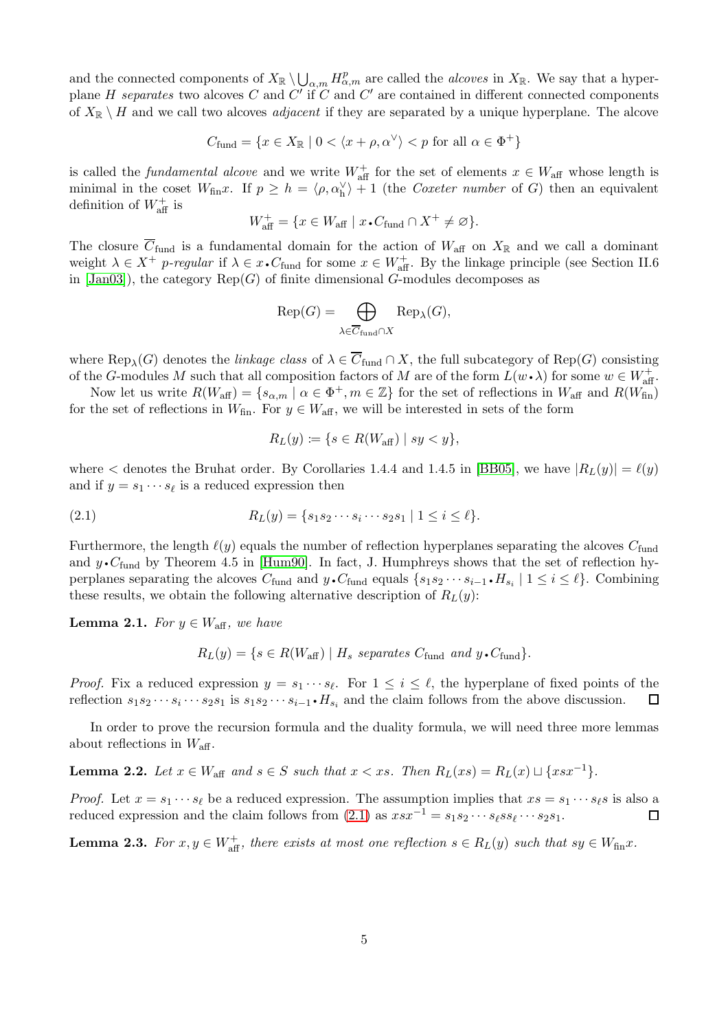and the connected components of $X_\mathbb{R} \setminus \bigcup_{\alpha,m} H^p_{\alpha,m}$ are called the *alcoves* in $X_\mathbb{R}$. We say that a hyperplane $H$ *separates* two alcoves $C$ and $C'$ if $C$ and $C'$ are contained in different connected components of $X_\mathbb{R} \setminus H$ and we call two alcoves *adjacent* if they are separated by a unique hyperplane. The alcove

$$C_{\mathrm{fund}} = \{x \in X_\mathbb{R} \mid 0 < \langle x+\rho, \alpha^\vee\rangle < p \text{ for all } \alpha \in \Phi^+\}$$

is called the *fundamental alcove* and we write $W^+_{\mathrm{aff}}$ for the set of elements $x \in W_{\mathrm{aff}}$ whose length is minimal in the coset $W_{\mathrm{fin}} x$. If $p \geq h = \langle \rho, \alpha_\mathrm{h}^\vee \rangle + 1$ (the *Coxeter number* of $G$) then an equivalent definition of $W^+_{\mathrm{aff}}$ is

$$W^+_{\mathrm{aff}} = \{x \in W_{\mathrm{aff}} \mid x \mathbin{\bullet} C_{\mathrm{fund}} \cap X^+ \neq \varnothing\}.$$

The closure $\overline{C}_{\mathrm{fund}}$ is a fundamental domain for the action of $W_{\mathrm{aff}}$ on $X_\mathbb{R}$ and we call a dominant weight $\lambda \in X^+$ *$p$-regular* if $\lambda \in x \mathbin{\bullet} C_{\mathrm{fund}}$ for some $x \in W^+_{\mathrm{aff}}$. By the linkage principle (see Section II.6 in [Jan03]), the category $\mathrm{Rep}(G)$ of finite dimensional $G$-modules decomposes as

$$\mathrm{Rep}(G) = \bigoplus_{\lambda \in \overline{C}_{\mathrm{fund}} \cap X} \mathrm{Rep}_\lambda(G),$$

where $\mathrm{Rep}_\lambda(G)$ denotes the *linkage class* of $\lambda \in \overline{C}_{\mathrm{fund}} \cap X$, the full subcategory of $\mathrm{Rep}(G)$ consisting of the $G$-modules $M$ such that all composition factors of $M$ are of the form $L(w \mathbin{\bullet} \lambda)$ for some $w \in W^+_{\mathrm{aff}}$.

Now let us write $R(W_{\mathrm{aff}}) = \{s_{\alpha,m} \mid \alpha \in \Phi^+, m \in \mathbb{Z}\}$ for the set of reflections in $W_{\mathrm{aff}}$ and $R(W_{\mathrm{fin}})$ for the set of reflections in $W_{\mathrm{fin}}$. For $y \in W_{\mathrm{aff}}$, we will be interested in sets of the form

$$R_L(y) \coloneqq \{s \in R(W_{\mathrm{aff}}) \mid sy < y\},$$

where $<$ denotes the Bruhat order. By Corollaries 1.4.4 and 1.4.5 in [BB05], we have $|R_L(y)| = \ell(y)$ and if $y = s_1 \cdots s_\ell$ is a reduced expression then

$$R_L(y) = \{s_1 s_2 \cdots s_i \cdots s_2 s_1 \mid 1 \leq i \leq \ell\}. \tag{2.1}$$

Furthermore, the length $\ell(y)$ equals the number of reflection hyperplanes separating the alcoves $C_{\mathrm{fund}}$ and $y \mathbin{\bullet} C_{\mathrm{fund}}$ by Theorem 4.5 in [Hum90]. In fact, J. Humphreys shows that the set of reflection hyperplanes separating the alcoves $C_{\mathrm{fund}}$ and $y \mathbin{\bullet} C_{\mathrm{fund}}$ equals $\{s_1 s_2 \cdots s_{i-1} \mathbin{\bullet} H_{s_i} \mid 1 \leq i \leq \ell\}$. Combining these results, we obtain the following alternative description of $R_L(y)$:

**Lemma 2.1.** *For $y \in W_{\mathrm{aff}}$, we have*

$$R_L(y) = \{s \in R(W_{\mathrm{aff}}) \mid H_s \text{ separates } C_{\mathrm{fund}} \text{ and } y \mathbin{\bullet} C_{\mathrm{fund}}\}.$$

*Proof.* Fix a reduced expression $y = s_1 \cdots s_\ell$. For $1 \leq i \leq \ell$, the hyperplane of fixed points of the reflection $s_1 s_2 \cdots s_i \cdots s_2 s_1$ is $s_1 s_2 \cdots s_{i-1} \mathbin{\bullet} H_{s_i}$ and the claim follows from the above discussion. $\square$

In order to prove the recursion formula and the duality formula, we will need three more lemmas about reflections in $W_{\mathrm{aff}}$.

**Lemma 2.2.** *Let $x \in W_{\mathrm{aff}}$ and $s \in S$ such that $x < xs$. Then $R_L(xs) = R_L(x) \sqcup \{xsx^{-1}\}$.*

*Proof.* Let $x = s_1 \cdots s_\ell$ be a reduced expression. The assumption implies that $xs = s_1 \cdots s_\ell s$ is also a reduced expression and the claim follows from (2.1) as $xsx^{-1} = s_1 s_2 \cdots s_\ell s s_\ell \cdots s_2 s_1$. $\square$

**Lemma 2.3.** *For $x, y \in W^+_{\mathrm{aff}}$, there exists at most one reflection $s \in R_L(y)$ such that $sy \in W_{\mathrm{fin}} x$.*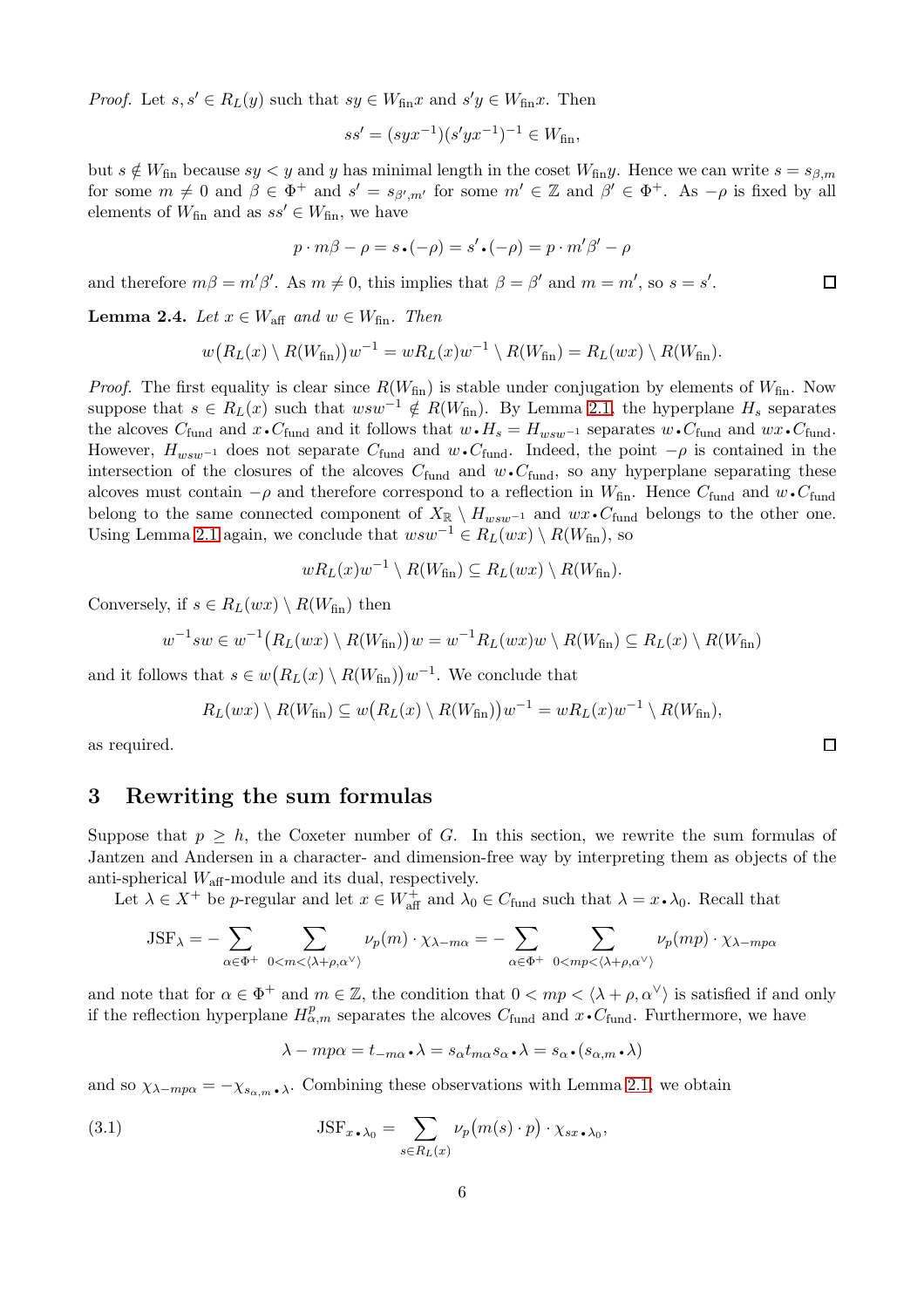*Proof.* Let $s, s' \in R_L(y)$ such that $sy \in W_{\mathrm{fin}}x$ and $s'y \in W_{\mathrm{fin}}x$. Then

$$ss' = (syx^{-1})(s'yx^{-1})^{-1} \in W_{\mathrm{fin}},$$

but $s \notin W_{\mathrm{fin}}$ because $sy < y$ and $y$ has minimal length in the coset $W_{\mathrm{fin}}y$. Hence we can write $s = s_{\beta,m}$ for some $m \neq 0$ and $\beta \in \Phi^+$ and $s' = s_{\beta',m'}$ for some $m' \in \mathbb{Z}$ and $\beta' \in \Phi^+$. As $-\rho$ is fixed by all elements of $W_{\mathrm{fin}}$ and as $ss' \in W_{\mathrm{fin}}$, we have

$$p \cdot m\beta - \rho = s \bullet (-\rho) = s' \bullet (-\rho) = p \cdot m'\beta' - \rho$$

and therefore $m\beta = m'\beta'$. As $m \neq 0$, this implies that $\beta = \beta'$ and $m = m'$, so $s = s'$. □

**Lemma 2.4.** *Let $x \in W_{\mathrm{aff}}$ and $w \in W_{\mathrm{fin}}$. Then*

$$w\big(R_L(x) \setminus R(W_{\mathrm{fin}})\big)w^{-1} = wR_L(x)w^{-1} \setminus R(W_{\mathrm{fin}}) = R_L(wx) \setminus R(W_{\mathrm{fin}}).$$

*Proof.* The first equality is clear since $R(W_{\mathrm{fin}})$ is stable under conjugation by elements of $W_{\mathrm{fin}}$. Now suppose that $s \in R_L(x)$ such that $wsw^{-1} \notin R(W_{\mathrm{fin}})$. By Lemma 2.1, the hyperplane $H_s$ separates the alcoves $C_{\mathrm{fund}}$ and $x \bullet C_{\mathrm{fund}}$ and it follows that $w \bullet H_s = H_{wsw^{-1}}$ separates $w \bullet C_{\mathrm{fund}}$ and $wx \bullet C_{\mathrm{fund}}$. However, $H_{wsw^{-1}}$ does not separate $C_{\mathrm{fund}}$ and $w \bullet C_{\mathrm{fund}}$. Indeed, the point $-\rho$ is contained in the intersection of the closures of the alcoves $C_{\mathrm{fund}}$ and $w \bullet C_{\mathrm{fund}}$, so any hyperplane separating these alcoves must contain $-\rho$ and therefore correspond to a reflection in $W_{\mathrm{fin}}$. Hence $C_{\mathrm{fund}}$ and $w \bullet C_{\mathrm{fund}}$ belong to the same connected component of $X_{\mathbb{R}} \setminus H_{wsw^{-1}}$ and $wx \bullet C_{\mathrm{fund}}$ belongs to the other one. Using Lemma 2.1 again, we conclude that $wsw^{-1} \in R_L(wx) \setminus R(W_{\mathrm{fin}})$, so

$$wR_L(x)w^{-1} \setminus R(W_{\mathrm{fin}}) \subseteq R_L(wx) \setminus R(W_{\mathrm{fin}}).$$

Conversely, if $s \in R_L(wx) \setminus R(W_{\mathrm{fin}})$ then

$$w^{-1}sw \in w^{-1}\big(R_L(wx) \setminus R(W_{\mathrm{fin}})\big)w = w^{-1}R_L(wx)w \setminus R(W_{\mathrm{fin}}) \subseteq R_L(x) \setminus R(W_{\mathrm{fin}})$$

and it follows that $s \in w\big(R_L(x) \setminus R(W_{\mathrm{fin}})\big)w^{-1}$. We conclude that

$$R_L(wx) \setminus R(W_{\mathrm{fin}}) \subseteq w\big(R_L(x) \setminus R(W_{\mathrm{fin}})\big)w^{-1} = wR_L(x)w^{-1} \setminus R(W_{\mathrm{fin}}),$$

as required. □

## 3 Rewriting the sum formulas

Suppose that $p \geq h$, the Coxeter number of $G$. In this section, we rewrite the sum formulas of Jantzen and Andersen in a character- and dimension-free way by interpreting them as objects of the anti-spherical $W_{\mathrm{aff}}$-module and its dual, respectively.

Let $\lambda \in X^+$ be $p$-regular and let $x \in W_{\mathrm{aff}}^+$ and $\lambda_0 \in C_{\mathrm{fund}}$ such that $\lambda = x \bullet \lambda_0$. Recall that

$$\mathrm{JSF}_\lambda = -\sum_{\alpha \in \Phi^+} \sum_{0 < m < \langle \lambda + \rho, \alpha^\vee \rangle} \nu_p(m) \cdot \chi_{\lambda - m\alpha} = -\sum_{\alpha \in \Phi^+} \sum_{0 < mp < \langle \lambda + \rho, \alpha^\vee \rangle} \nu_p(mp) \cdot \chi_{\lambda - mp\alpha}$$

and note that for $\alpha \in \Phi^+$ and $m \in \mathbb{Z}$, the condition that $0 < mp < \langle \lambda + \rho, \alpha^\vee \rangle$ is satisfied if and only if the reflection hyperplane $H_{\alpha,m}^p$ separates the alcoves $C_{\mathrm{fund}}$ and $x \bullet C_{\mathrm{fund}}$. Furthermore, we have

$$\lambda - mp\alpha = t_{-m\alpha} \bullet \lambda = s_\alpha t_{m\alpha} s_\alpha \bullet \lambda = s_\alpha \bullet (s_{\alpha,m} \bullet \lambda)$$

and so $\chi_{\lambda - mp\alpha} = -\chi_{s_{\alpha,m} \bullet \lambda}$. Combining these observations with Lemma 2.1, we obtain

$$\mathrm{JSF}_{x \bullet \lambda_0} = \sum_{s \in R_L(x)} \nu_p\big(m(s) \cdot p\big) \cdot \chi_{sx \bullet \lambda_0}, \tag{3.1}$$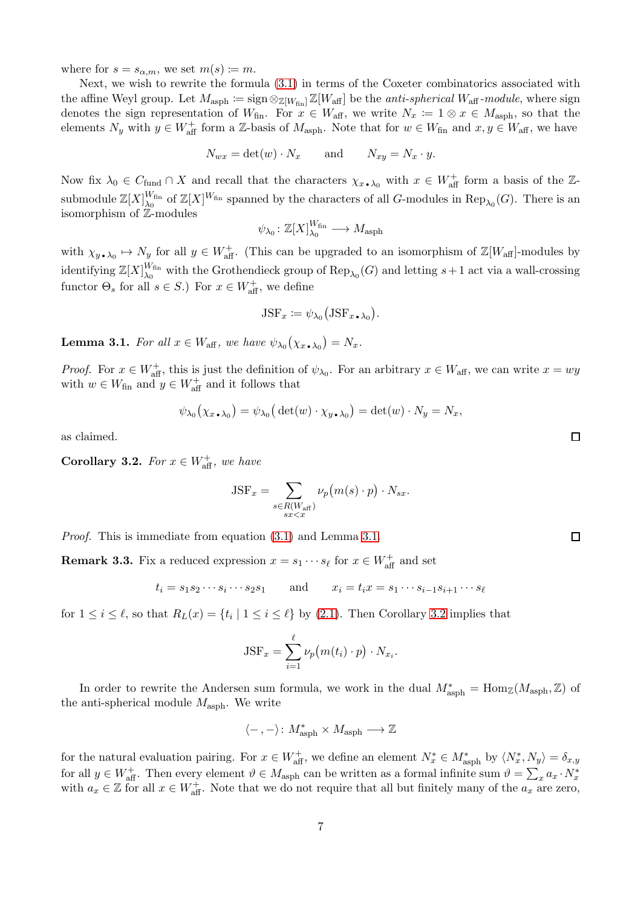where for $s = s_{\alpha,m}$, we set $m(s) := m$.

Next, we wish to rewrite the formula (3.1) in terms of the Coxeter combinatorics associated with the affine Weyl group. Let $M_{\mathrm{asph}} := \mathrm{sign} \otimes_{\mathbb{Z}[W_{\mathrm{fin}}]} \mathbb{Z}[W_{\mathrm{aff}}]$ be the *anti-spherical* $W_{\mathrm{aff}}$*-module*, where sign denotes the sign representation of $W_{\mathrm{fin}}$. For $x \in W_{\mathrm{aff}}$, we write $N_x := 1 \otimes x \in M_{\mathrm{asph}}$, so that the elements $N_y$ with $y \in W_{\mathrm{aff}}^+$ form a $\mathbb{Z}$-basis of $M_{\mathrm{asph}}$. Note that for $w \in W_{\mathrm{fin}}$ and $x, y \in W_{\mathrm{aff}}$, we have

$$N_{wx} = \det(w) \cdot N_x \qquad \text{and} \qquad N_{xy} = N_x \cdot y.$$

Now fix $\lambda_0 \in C_{\mathrm{fund}} \cap X$ and recall that the characters $\chi_{x \bullet \lambda_0}$ with $x \in W_{\mathrm{aff}}^+$ form a basis of the $\mathbb{Z}$-submodule $\mathbb{Z}[X]^{W_{\mathrm{fin}}}_{\lambda_0}$ of $\mathbb{Z}[X]^{W_{\mathrm{fin}}}$ spanned by the characters of all $G$-modules in $\mathrm{Rep}_{\lambda_0}(G)$. There is an isomorphism of $\mathbb{Z}$-modules

$$\psi_{\lambda_0} \colon \mathbb{Z}[X]^{W_{\mathrm{fin}}}_{\lambda_0} \longrightarrow M_{\mathrm{asph}}$$

with $\chi_{y \bullet \lambda_0} \mapsto N_y$ for all $y \in W_{\mathrm{aff}}^+$. (This can be upgraded to an isomorphism of $\mathbb{Z}[W_{\mathrm{aff}}]$-modules by identifying $\mathbb{Z}[X]^{W_{\mathrm{fin}}}_{\lambda_0}$ with the Grothendieck group of $\mathrm{Rep}_{\lambda_0}(G)$ and letting $s+1$ act via a wall-crossing functor $\Theta_s$ for all $s \in S$.) For $x \in W_{\mathrm{aff}}^+$, we define

$$\mathrm{JSF}_x := \psi_{\lambda_0}\big(\mathrm{JSF}_{x \bullet \lambda_0}\big).$$

**Lemma 3.1.** *For all $x \in W_{\mathrm{aff}}$, we have $\psi_{\lambda_0}\big(\chi_{x \bullet \lambda_0}\big) = N_x$.*

*Proof.* For $x \in W_{\mathrm{aff}}^+$, this is just the definition of $\psi_{\lambda_0}$. For an arbitrary $x \in W_{\mathrm{aff}}$, we can write $x = wy$ with $w \in W_{\mathrm{fin}}$ and $y \in W_{\mathrm{aff}}^+$ and it follows that

$$\psi_{\lambda_0}\big(\chi_{x \bullet \lambda_0}\big) = \psi_{\lambda_0}\big(\det(w) \cdot \chi_{y \bullet \lambda_0}\big) = \det(w) \cdot N_y = N_x,$$

as claimed. □

**Corollary 3.2.** *For $x \in W_{\mathrm{aff}}^+$, we have*

$$\mathrm{JSF}_x = \sum_{\substack{s \in R(W_{\mathrm{aff}}) \\ sx < x}} \nu_p\big(m(s) \cdot p\big) \cdot N_{sx}.$$

*Proof.* This is immediate from equation (3.1) and Lemma 3.1. □

**Remark 3.3.** Fix a reduced expression $x = s_1 \cdots s_\ell$ for $x \in W_{\mathrm{aff}}^+$ and set

$$t_i = s_1 s_2 \cdots s_i \cdots s_2 s_1 \qquad \text{and} \qquad x_i = t_i x = s_1 \cdots s_{i-1} s_{i+1} \cdots s_\ell$$

for $1 \leq i \leq \ell$, so that $R_L(x) = \{t_i \mid 1 \leq i \leq \ell\}$ by (2.1). Then Corollary 3.2 implies that

$$\mathrm{JSF}_x = \sum_{i=1}^{\ell} \nu_p\big(m(t_i) \cdot p\big) \cdot N_{x_i}.$$

In order to rewrite the Andersen sum formula, we work in the dual $M_{\mathrm{asph}}^* = \mathrm{Hom}_{\mathbb{Z}}(M_{\mathrm{asph}}, \mathbb{Z})$ of the anti-spherical module $M_{\mathrm{asph}}$. We write

$$\langle -\,, - \rangle \colon M_{\mathrm{asph}}^* \times M_{\mathrm{asph}} \longrightarrow \mathbb{Z}$$

for the natural evaluation pairing. For $x \in W_{\mathrm{aff}}^+$, we define an element $N_x^* \in M_{\mathrm{asph}}^*$ by $\langle N_x^*, N_y \rangle = \delta_{x,y}$ for all $y \in W_{\mathrm{aff}}^+$. Then every element $\vartheta \in M_{\mathrm{asph}}$ can be written as a formal infinite sum $\vartheta = \sum_x a_x \cdot N_x^*$ with $a_x \in \mathbb{Z}$ for all $x \in W_{\mathrm{aff}}^+$. Note that we do not require that all but finitely many of the $a_x$ are zero,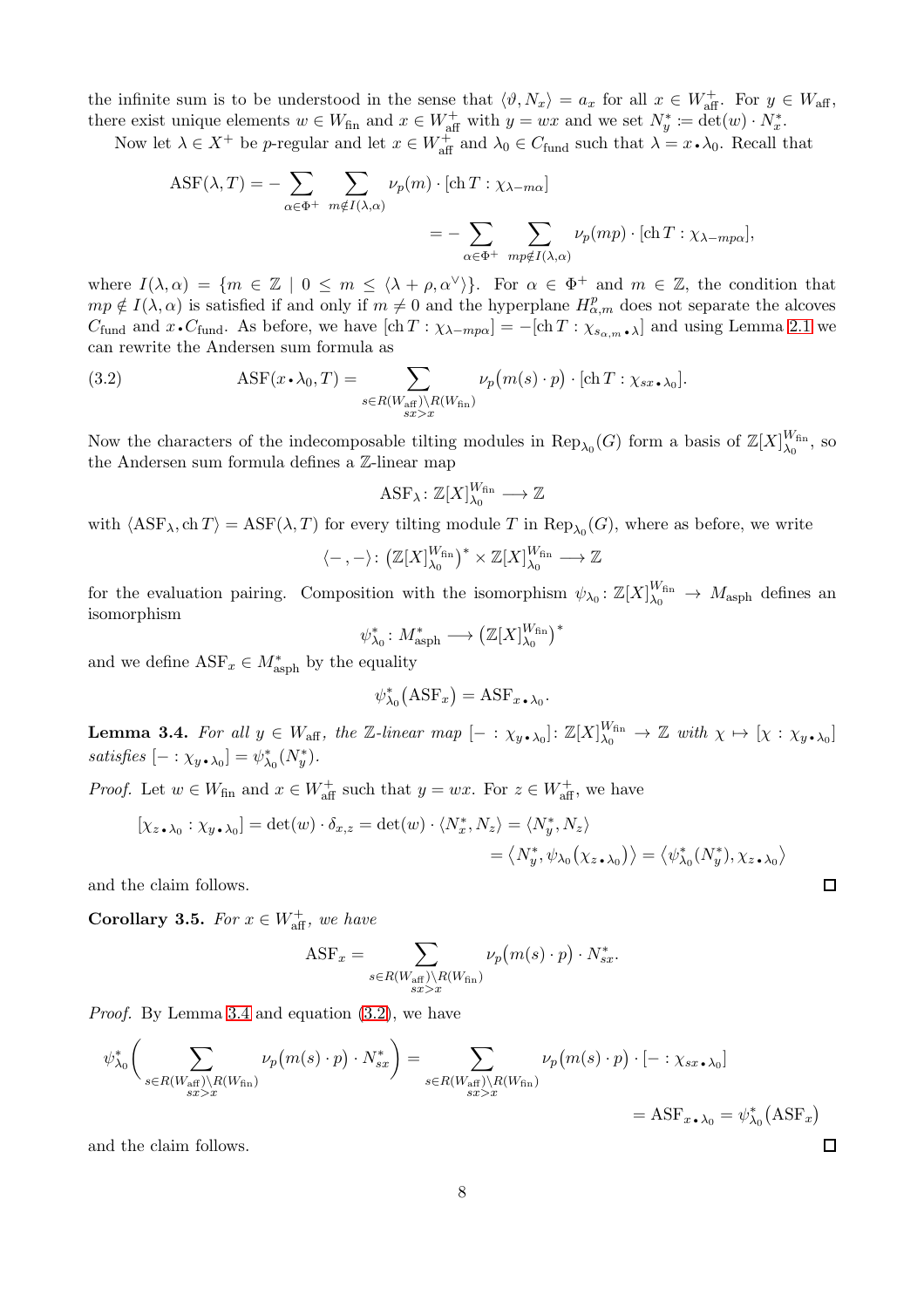the infinite sum is to be understood in the sense that $\langle \vartheta, N_x \rangle = a_x$ for all $x \in W_{\mathrm{aff}}^+$. For $y \in W_{\mathrm{aff}}$, there exist unique elements $w \in W_{\mathrm{fin}}$ and $x \in W_{\mathrm{aff}}^+$ with $y = wx$ and we set $N_y^* := \det(w) \cdot N_x^*$.

Now let $\lambda \in X^+$ be $p$-regular and let $x \in W_{\mathrm{aff}}^+$ and $\lambda_0 \in C_{\mathrm{fund}}$ such that $\lambda = x \bullet \lambda_0$. Recall that

$$\mathrm{ASF}(\lambda, T) = -\sum_{\alpha \in \Phi^+} \sum_{m \notin I(\lambda,\alpha)} \nu_p(m) \cdot [\mathrm{ch}\, T : \chi_{\lambda - m\alpha}]$$
$$= -\sum_{\alpha \in \Phi^+} \sum_{mp \notin I(\lambda,\alpha)} \nu_p(mp) \cdot [\mathrm{ch}\, T : \chi_{\lambda - mp\alpha}],$$

where $I(\lambda, \alpha) = \{ m \in \mathbb{Z} \mid 0 \leq m \leq \langle \lambda + \rho, \alpha^\vee \rangle \}$. For $\alpha \in \Phi^+$ and $m \in \mathbb{Z}$, the condition that $mp \notin I(\lambda, \alpha)$ is satisfied if and only if $m \neq 0$ and the hyperplane $H_{\alpha,m}^p$ does not separate the alcoves $C_{\mathrm{fund}}$ and $x \bullet C_{\mathrm{fund}}$. As before, we have $[\mathrm{ch}\, T : \chi_{\lambda - mp\alpha}] = -[\mathrm{ch}\, T : \chi_{s_{\alpha,m} \bullet \lambda}]$ and using Lemma 2.1 we can rewrite the Andersen sum formula as

$$\mathrm{ASF}(x \bullet \lambda_0, T) = \sum_{\substack{s \in R(W_{\mathrm{aff}}) \setminus R(W_{\mathrm{fin}}) \\ sx > x}} \nu_p\big(m(s) \cdot p\big) \cdot [\mathrm{ch}\, T : \chi_{sx \bullet \lambda_0}]. \tag{3.2}$$

Now the characters of the indecomposable tilting modules in $\mathrm{Rep}_{\lambda_0}(G)$ form a basis of $\mathbb{Z}[X]_{\lambda_0}^{W_{\mathrm{fin}}}$, so the Andersen sum formula defines a $\mathbb{Z}$-linear map

$$\mathrm{ASF}_\lambda \colon \mathbb{Z}[X]_{\lambda_0}^{W_{\mathrm{fin}}} \longrightarrow \mathbb{Z}$$

with $\langle \mathrm{ASF}_\lambda, \mathrm{ch}\, T \rangle = \mathrm{ASF}(\lambda, T)$ for every tilting module $T$ in $\mathrm{Rep}_{\lambda_0}(G)$, where as before, we write

$$\langle -, - \rangle \colon \big(\mathbb{Z}[X]_{\lambda_0}^{W_{\mathrm{fin}}}\big)^* \times \mathbb{Z}[X]_{\lambda_0}^{W_{\mathrm{fin}}} \longrightarrow \mathbb{Z}$$

for the evaluation pairing. Composition with the isomorphism $\psi_{\lambda_0} \colon \mathbb{Z}[X]_{\lambda_0}^{W_{\mathrm{fin}}} \to M_{\mathrm{asph}}$ defines an isomorphism

$$\psi_{\lambda_0}^* \colon M_{\mathrm{asph}}^* \longrightarrow \big(\mathbb{Z}[X]_{\lambda_0}^{W_{\mathrm{fin}}}\big)^*$$

and we define $\mathrm{ASF}_x \in M_{\mathrm{asph}}^*$ by the equality

$$\psi_{\lambda_0}^*\big(\mathrm{ASF}_x\big) = \mathrm{ASF}_{x \bullet \lambda_0}.$$

**Lemma 3.4.** *For all $y \in W_{\mathrm{aff}}$, the $\mathbb{Z}$-linear map $[- : \chi_{y \bullet \lambda_0}] \colon \mathbb{Z}[X]_{\lambda_0}^{W_{\mathrm{fin}}} \to \mathbb{Z}$ with $\chi \mapsto [\chi : \chi_{y \bullet \lambda_0}]$ satisfies $[- : \chi_{y \bullet \lambda_0}] = \psi_{\lambda_0}^*(N_y^*)$.*

*Proof.* Let $w \in W_{\mathrm{fin}}$ and $x \in W_{\mathrm{aff}}^+$ such that $y = wx$. For $z \in W_{\mathrm{aff}}^+$, we have

$$[\chi_{z \bullet \lambda_0} : \chi_{y \bullet \lambda_0}] = \det(w) \cdot \delta_{x,z} = \det(w) \cdot \langle N_x^*, N_z \rangle = \langle N_y^*, N_z \rangle$$
$$= \big\langle N_y^*, \psi_{\lambda_0}\big(\chi_{z \bullet \lambda_0}\big) \big\rangle = \big\langle \psi_{\lambda_0}^*(N_y^*), \chi_{z \bullet \lambda_0} \big\rangle$$

and the claim follows. ◻

**Corollary 3.5.** *For $x \in W_{\mathrm{aff}}^+$, we have*

$$\mathrm{ASF}_x = \sum_{\substack{s \in R(W_{\mathrm{aff}}) \setminus R(W_{\mathrm{fin}}) \\ sx > x}} \nu_p\big(m(s) \cdot p\big) \cdot N_{sx}^*.$$

*Proof.* By Lemma 3.4 and equation (3.2), we have

$$\psi_{\lambda_0}^*\Bigg( \sum_{\substack{s \in R(W_{\mathrm{aff}}) \setminus R(W_{\mathrm{fin}}) \\ sx > x}} \nu_p\big(m(s) \cdot p\big) \cdot N_{sx}^* \Bigg) = \sum_{\substack{s \in R(W_{\mathrm{aff}}) \setminus R(W_{\mathrm{fin}}) \\ sx > x}} \nu_p\big(m(s) \cdot p\big) \cdot [- : \chi_{sx \bullet \lambda_0}]$$
$$= \mathrm{ASF}_{x \bullet \lambda_0} = \psi_{\lambda_0}^*\big(\mathrm{ASF}_x\big)$$

and the claim follows. ◻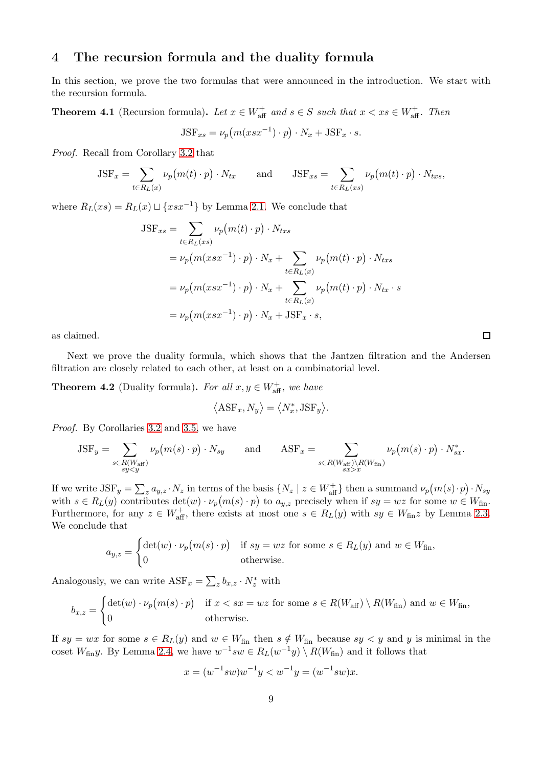## 4 The recursion formula and the duality formula

In this section, we prove the two formulas that were announced in the introduction. We start with the recursion formula.

**Theorem 4.1** (Recursion formula)**.** *Let $x \in W_{\mathrm{aff}}^+$ and $s \in S$ such that $x < xs \in W_{\mathrm{aff}}^+$. Then*

$$\mathrm{JSF}_{xs} = \nu_p\big(m(xsx^{-1}) \cdot p\big) \cdot N_x + \mathrm{JSF}_x \cdot s.$$

*Proof.* Recall from Corollary 3.2 that

$$\mathrm{JSF}_x = \sum_{t \in R_L(x)} \nu_p\big(m(t) \cdot p\big) \cdot N_{tx} \qquad \text{and} \qquad \mathrm{JSF}_{xs} = \sum_{t \in R_L(xs)} \nu_p\big(m(t) \cdot p\big) \cdot N_{txs},$$

where $R_L(xs) = R_L(x) \sqcup \{xsx^{-1}\}$ by Lemma 2.1. We conclude that

$$\begin{aligned}
\mathrm{JSF}_{xs} &= \sum_{t \in R_L(xs)} \nu_p\big(m(t) \cdot p\big) \cdot N_{txs} \\
&= \nu_p\big(m(xsx^{-1}) \cdot p\big) \cdot N_x + \sum_{t \in R_L(x)} \nu_p\big(m(t) \cdot p\big) \cdot N_{txs} \\
&= \nu_p\big(m(xsx^{-1}) \cdot p\big) \cdot N_x + \sum_{t \in R_L(x)} \nu_p\big(m(t) \cdot p\big) \cdot N_{tx} \cdot s \\
&= \nu_p\big(m(xsx^{-1}) \cdot p\big) \cdot N_x + \mathrm{JSF}_x \cdot s,
\end{aligned}$$

as claimed. $\square$

Next we prove the duality formula, which shows that the Jantzen filtration and the Andersen filtration are closely related to each other, at least on a combinatorial level.

**Theorem 4.2** (Duality formula)**.** *For all $x, y \in W_{\mathrm{aff}}^+$, we have*

$$\big\langle \mathrm{ASF}_x, N_y \big\rangle = \big\langle N_x^*, \mathrm{JSF}_y \big\rangle.$$

*Proof.* By Corollaries 3.2 and 3.5, we have

$$\mathrm{JSF}_y = \sum_{\substack{s \in R(W_{\mathrm{aff}}) \\ sy < y}} \nu_p\big(m(s) \cdot p\big) \cdot N_{sy} \qquad \text{and} \qquad \mathrm{ASF}_x = \sum_{\substack{s \in R(W_{\mathrm{aff}}) \setminus R(W_{\mathrm{fin}}) \\ sx > x}} \nu_p\big(m(s) \cdot p\big) \cdot N_{sx}^*.$$

If we write $\mathrm{JSF}_y = \sum_z a_{y,z} \cdot N_z$ in terms of the basis $\{N_z \mid z \in W_{\mathrm{aff}}^+\}$ then a summand $\nu_p\big(m(s) \cdot p\big) \cdot N_{sy}$ with $s \in R_L(y)$ contributes $\det(w) \cdot \nu_p\big(m(s) \cdot p\big)$ to $a_{y,z}$ precisely when if $sy = wz$ for some $w \in W_{\mathrm{fin}}$. Furthermore, for any $z \in W_{\mathrm{aff}}^+$, there exists at most one $s \in R_L(y)$ with $sy \in W_{\mathrm{fin}} z$ by Lemma 2.3. We conclude that

$$a_{y,z} = \begin{cases} \det(w) \cdot \nu_p\big(m(s) \cdot p\big) & \text{if } sy = wz \text{ for some } s \in R_L(y) \text{ and } w \in W_{\mathrm{fin}}, \\ 0 & \text{otherwise.} \end{cases}$$

Analogously, we can write $\mathrm{ASF}_x = \sum_z b_{x,z} \cdot N_z^*$ with

$$b_{x,z} = \begin{cases} \det(w) \cdot \nu_p\big(m(s) \cdot p\big) & \text{if } x < sx = wz \text{ for some } s \in R(W_{\mathrm{aff}}) \setminus R(W_{\mathrm{fin}}) \text{ and } w \in W_{\mathrm{fin}}, \\ 0 & \text{otherwise.} \end{cases}$$

If $sy = wx$ for some $s \in R_L(y)$ and $w \in W_{\mathrm{fin}}$ then $s \notin W_{\mathrm{fin}}$ because $sy < y$ and $y$ is minimal in the coset $W_{\mathrm{fin}} y$. By Lemma 2.4, we have $w^{-1}sw \in R_L(w^{-1}y) \setminus R(W_{\mathrm{fin}})$ and it follows that

$$x = (w^{-1}sw)w^{-1}y < w^{-1}y = (w^{-1}sw)x.$$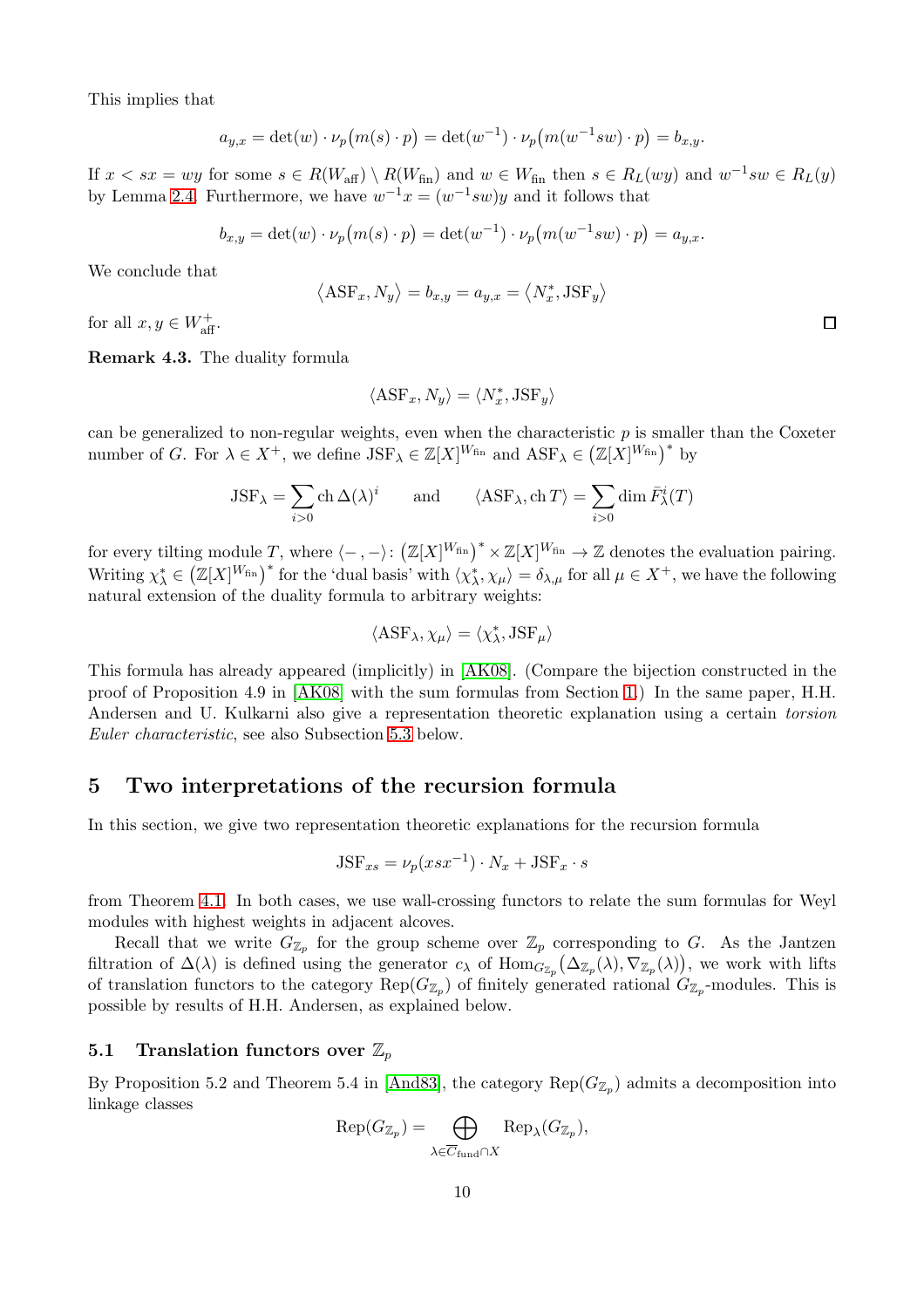This implies that

$$a_{y,x} = \det(w) \cdot \nu_p\big(m(s) \cdot p\big) = \det(w^{-1}) \cdot \nu_p\big(m(w^{-1}sw) \cdot p\big) = b_{x,y}.$$

If $x < sx = wy$ for some $s \in R(W_{\mathrm{aff}}) \setminus R(W_{\mathrm{fin}})$ and $w \in W_{\mathrm{fin}}$ then $s \in R_L(wy)$ and $w^{-1}sw \in R_L(y)$ by Lemma 2.4. Furthermore, we have $w^{-1}x = (w^{-1}sw)y$ and it follows that

$$b_{x,y} = \det(w) \cdot \nu_p\big(m(s) \cdot p\big) = \det(w^{-1}) \cdot \nu_p\big(m(w^{-1}sw) \cdot p\big) = a_{y,x}.$$

We conclude that

$$\big\langle \mathrm{ASF}_x, N_y \big\rangle = b_{x,y} = a_{y,x} = \big\langle N_x^*, \mathrm{JSF}_y \big\rangle$$

for all $x, y \in W_{\mathrm{aff}}^+$. ◻

**Remark 4.3.** The duality formula

$$\langle \mathrm{ASF}_x, N_y \rangle = \langle N_x^*, \mathrm{JSF}_y \rangle$$

can be generalized to non-regular weights, even when the characteristic $p$ is smaller than the Coxeter number of $G$. For $\lambda \in X^+$, we define $\mathrm{JSF}_\lambda \in \mathbb{Z}[X]^{W_{\mathrm{fin}}}$ and $\mathrm{ASF}_\lambda \in \big(\mathbb{Z}[X]^{W_{\mathrm{fin}}}\big)^*$ by

$$\mathrm{JSF}_\lambda = \sum_{i>0} \mathrm{ch}\,\Delta(\lambda)^i \qquad \text{and} \qquad \langle \mathrm{ASF}_\lambda, \mathrm{ch}\,T \rangle = \sum_{i>0} \dim \bar{F}_\lambda^i(T)$$

for every tilting module $T$, where $\langle -, - \rangle \colon \big(\mathbb{Z}[X]^{W_{\mathrm{fin}}}\big)^* \times \mathbb{Z}[X]^{W_{\mathrm{fin}}} \to \mathbb{Z}$ denotes the evaluation pairing. Writing $\chi_\lambda^* \in \big(\mathbb{Z}[X]^{W_{\mathrm{fin}}}\big)^*$ for the 'dual basis' with $\langle \chi_\lambda^*, \chi_\mu \rangle = \delta_{\lambda,\mu}$ for all $\mu \in X^+$, we have the following natural extension of the duality formula to arbitrary weights:

$$\langle \mathrm{ASF}_\lambda, \chi_\mu \rangle = \langle \chi_\lambda^*, \mathrm{JSF}_\mu \rangle$$

This formula has already appeared (implicitly) in [AK08]. (Compare the bijection constructed in the proof of Proposition 4.9 in [AK08] with the sum formulas from Section 1.) In the same paper, H.H. Andersen and U. Kulkarni also give a representation theoretic explanation using a certain *torsion Euler characteristic*, see also Subsection 5.3 below.

# 5 Two interpretations of the recursion formula

In this section, we give two representation theoretic explanations for the recursion formula

$$\mathrm{JSF}_{xs} = \nu_p(xsx^{-1}) \cdot N_x + \mathrm{JSF}_x \cdot s$$

from Theorem 4.1. In both cases, we use wall-crossing functors to relate the sum formulas for Weyl modules with highest weights in adjacent alcoves.

Recall that we write $G_{\mathbb{Z}_p}$ for the group scheme over $\mathbb{Z}_p$ corresponding to $G$. As the Jantzen filtration of $\Delta(\lambda)$ is defined using the generator $c_\lambda$ of $\mathrm{Hom}_{G_{\mathbb{Z}_p}}\big(\Delta_{\mathbb{Z}_p}(\lambda), \nabla_{\mathbb{Z}_p}(\lambda)\big)$, we work with lifts of translation functors to the category $\mathrm{Rep}(G_{\mathbb{Z}_p})$ of finitely generated rational $G_{\mathbb{Z}_p}$-modules. This is possible by results of H.H. Andersen, as explained below.

## 5.1 Translation functors over $\mathbb{Z}_p$

By Proposition 5.2 and Theorem 5.4 in [And83], the category $\mathrm{Rep}(G_{\mathbb{Z}_p})$ admits a decomposition into linkage classes

$$\mathrm{Rep}(G_{\mathbb{Z}_p}) = \bigoplus_{\lambda \in \overline{C}_{\mathrm{fund}} \cap X} \mathrm{Rep}_\lambda(G_{\mathbb{Z}_p}),$$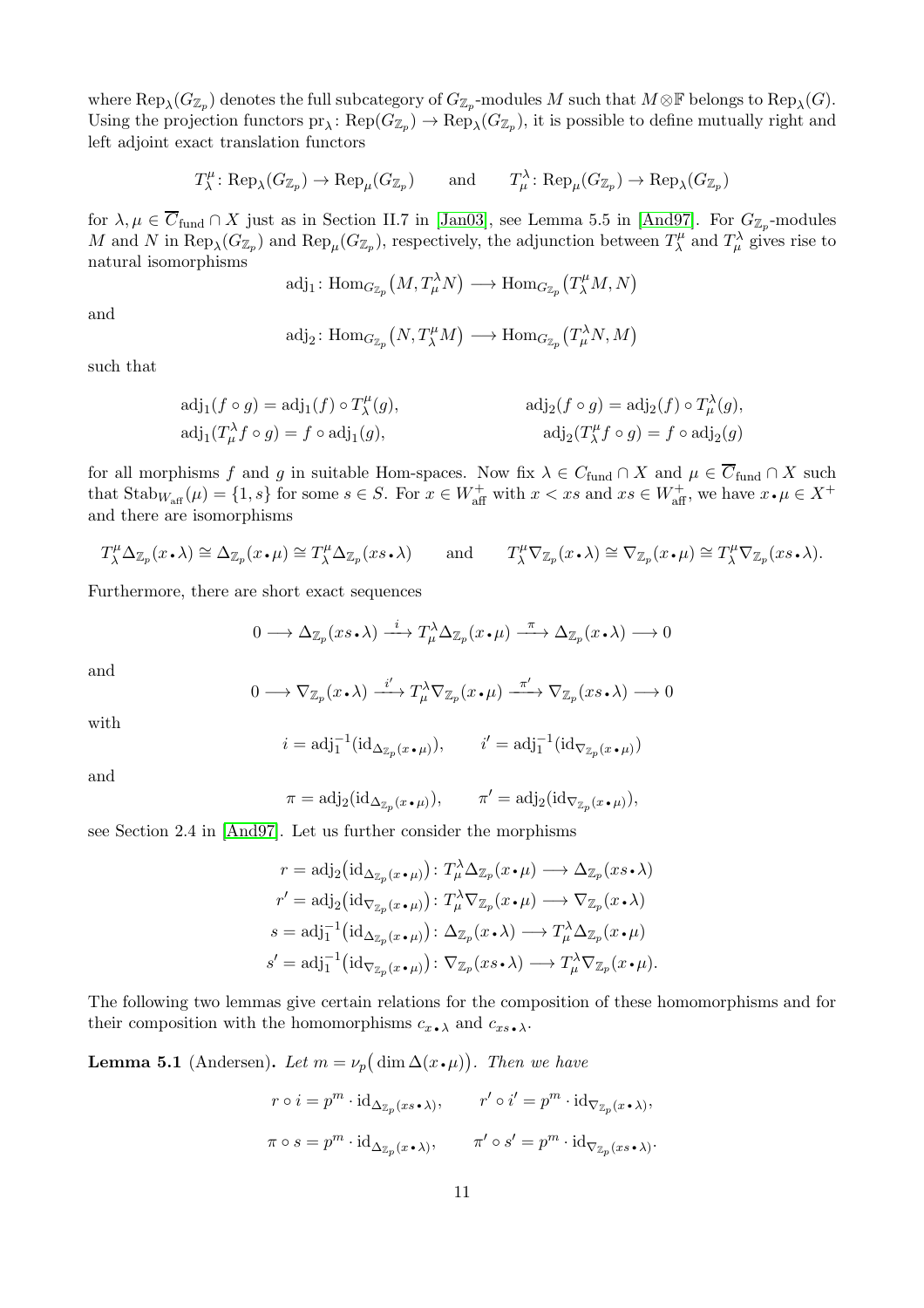where $\mathrm{Rep}_\lambda(G_{\mathbb{Z}_p})$ denotes the full subcategory of $G_{\mathbb{Z}_p}$-modules $M$ such that $M \otimes \mathbb{F}$ belongs to $\mathrm{Rep}_\lambda(G)$. Using the projection functors $\mathrm{pr}_\lambda\colon \mathrm{Rep}(G_{\mathbb{Z}_p}) \to \mathrm{Rep}_\lambda(G_{\mathbb{Z}_p})$, it is possible to define mutually right and left adjoint exact translation functors

$$T_\lambda^\mu\colon \mathrm{Rep}_\lambda(G_{\mathbb{Z}_p}) \to \mathrm{Rep}_\mu(G_{\mathbb{Z}_p}) \qquad \text{and} \qquad T_\mu^\lambda\colon \mathrm{Rep}_\mu(G_{\mathbb{Z}_p}) \to \mathrm{Rep}_\lambda(G_{\mathbb{Z}_p})$$

for $\lambda, \mu \in \overline{C}_{\mathrm{fund}} \cap X$ just as in Section II.7 in [Jan03], see Lemma 5.5 in [And97]. For $G_{\mathbb{Z}_p}$-modules $M$ and $N$ in $\mathrm{Rep}_\lambda(G_{\mathbb{Z}_p})$ and $\mathrm{Rep}_\mu(G_{\mathbb{Z}_p})$, respectively, the adjunction between $T_\lambda^\mu$ and $T_\mu^\lambda$ gives rise to natural isomorphisms

$$\mathrm{adj}_1\colon \mathrm{Hom}_{G_{\mathbb{Z}_p}}\big(M, T_\mu^\lambda N\big) \longrightarrow \mathrm{Hom}_{G_{\mathbb{Z}_p}}\big(T_\lambda^\mu M, N\big)$$

and

$$\mathrm{adj}_2\colon \mathrm{Hom}_{G_{\mathbb{Z}_p}}\big(N, T_\lambda^\mu M\big) \longrightarrow \mathrm{Hom}_{G_{\mathbb{Z}_p}}\big(T_\mu^\lambda N, M\big)$$

such that

$$\begin{aligned} \mathrm{adj}_1(f \circ g) &= \mathrm{adj}_1(f) \circ T_\lambda^\mu(g), & \mathrm{adj}_2(f \circ g) &= \mathrm{adj}_2(f) \circ T_\mu^\lambda(g), \\ \mathrm{adj}_1(T_\mu^\lambda f \circ g) &= f \circ \mathrm{adj}_1(g), & \mathrm{adj}_2(T_\lambda^\mu f \circ g) &= f \circ \mathrm{adj}_2(g) \end{aligned}$$

for all morphisms $f$ and $g$ in suitable Hom-spaces. Now fix $\lambda \in C_{\mathrm{fund}} \cap X$ and $\mu \in \overline{C}_{\mathrm{fund}} \cap X$ such that $\mathrm{Stab}_{W_{\mathrm{aff}}}(\mu) = \{1, s\}$ for some $s \in S$. For $x \in W_{\mathrm{aff}}^+$ with $x < xs$ and $xs \in W_{\mathrm{aff}}^+$, we have $x \bullet \mu \in X^+$ and there are isomorphisms

$$T_\lambda^\mu \Delta_{\mathbb{Z}_p}(x \bullet \lambda) \cong \Delta_{\mathbb{Z}_p}(x \bullet \mu) \cong T_\lambda^\mu \Delta_{\mathbb{Z}_p}(xs \bullet \lambda) \qquad \text{and} \qquad T_\lambda^\mu \nabla_{\mathbb{Z}_p}(x \bullet \lambda) \cong \nabla_{\mathbb{Z}_p}(x \bullet \mu) \cong T_\lambda^\mu \nabla_{\mathbb{Z}_p}(xs \bullet \lambda).$$

Furthermore, there are short exact sequences

$$0 \longrightarrow \Delta_{\mathbb{Z}_p}(xs \bullet \lambda) \xrightarrow{\;i\;} T_\mu^\lambda \Delta_{\mathbb{Z}_p}(x \bullet \mu) \xrightarrow{\;\pi\;} \Delta_{\mathbb{Z}_p}(x \bullet \lambda) \longrightarrow 0$$

and

$$0 \longrightarrow \nabla_{\mathbb{Z}_p}(x \bullet \lambda) \xrightarrow{\;i'\;} T_\mu^\lambda \nabla_{\mathbb{Z}_p}(x \bullet \mu) \xrightarrow{\;\pi'\;} \nabla_{\mathbb{Z}_p}(xs \bullet \lambda) \longrightarrow 0$$

with

$$i = \mathrm{adj}_1^{-1}(\mathrm{id}_{\Delta_{\mathbb{Z}_p}(x \bullet \mu)}), \qquad i' = \mathrm{adj}_1^{-1}(\mathrm{id}_{\nabla_{\mathbb{Z}_p}(x \bullet \mu)})$$

and

$$\pi = \mathrm{adj}_2(\mathrm{id}_{\Delta_{\mathbb{Z}_p}(x \bullet \mu)}), \qquad \pi' = \mathrm{adj}_2(\mathrm{id}_{\nabla_{\mathbb{Z}_p}(x \bullet \mu)}),$$

see Section 2.4 in [And97]. Let us further consider the morphisms

$$\begin{aligned} r &= \mathrm{adj}_2\big(\mathrm{id}_{\Delta_{\mathbb{Z}_p}(x \bullet \mu)}\big)\colon T_\mu^\lambda \Delta_{\mathbb{Z}_p}(x \bullet \mu) \longrightarrow \Delta_{\mathbb{Z}_p}(xs \bullet \lambda) \\ r' &= \mathrm{adj}_2\big(\mathrm{id}_{\nabla_{\mathbb{Z}_p}(x \bullet \mu)}\big)\colon T_\mu^\lambda \nabla_{\mathbb{Z}_p}(x \bullet \mu) \longrightarrow \nabla_{\mathbb{Z}_p}(x \bullet \lambda) \\ s &= \mathrm{adj}_1^{-1}\big(\mathrm{id}_{\Delta_{\mathbb{Z}_p}(x \bullet \mu)}\big)\colon \Delta_{\mathbb{Z}_p}(x \bullet \lambda) \longrightarrow T_\mu^\lambda \Delta_{\mathbb{Z}_p}(x \bullet \mu) \\ s' &= \mathrm{adj}_1^{-1}\big(\mathrm{id}_{\nabla_{\mathbb{Z}_p}(x \bullet \mu)}\big)\colon \nabla_{\mathbb{Z}_p}(xs \bullet \lambda) \longrightarrow T_\mu^\lambda \nabla_{\mathbb{Z}_p}(x \bullet \mu). \end{aligned}$$

The following two lemmas give certain relations for the composition of these homomorphisms and for their composition with the homomorphisms $c_{x \bullet \lambda}$ and $c_{xs \bullet \lambda}$.

**Lemma 5.1** (Andersen)**.** *Let $m = \nu_p\big(\dim \Delta(x \bullet \mu)\big)$. Then we have*

$$r \circ i = p^m \cdot \mathrm{id}_{\Delta_{\mathbb{Z}_p}(xs \bullet \lambda)}, \qquad r' \circ i' = p^m \cdot \mathrm{id}_{\nabla_{\mathbb{Z}_p}(x \bullet \lambda)},$$

$$\pi \circ s = p^m \cdot \mathrm{id}_{\Delta_{\mathbb{Z}_p}(x \bullet \lambda)}, \qquad \pi' \circ s' = p^m \cdot \mathrm{id}_{\nabla_{\mathbb{Z}_p}(xs \bullet \lambda)}.$$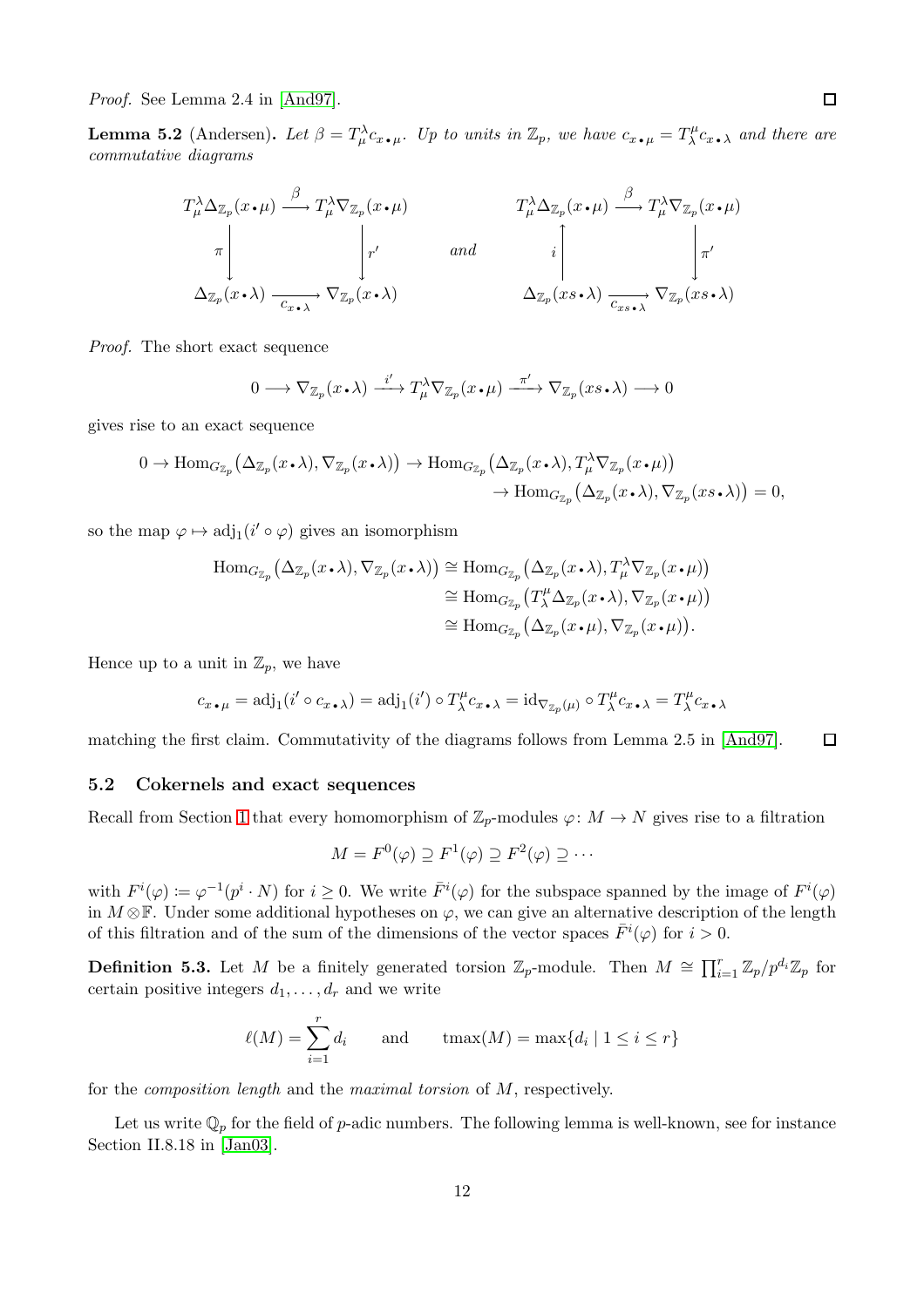*Proof.* See Lemma 2.4 in [And97]. □

**Lemma 5.2** (Andersen)**.** *Let $\beta = T_\mu^\lambda c_{x\bullet\mu}$. Up to units in $\mathbb{Z}_p$, we have $c_{x\bullet\mu} = T_\lambda^\mu c_{x\bullet\lambda}$ and there are commutative diagrams*

$$\begin{array}{ccc} T_\mu^\lambda \Delta_{\mathbb{Z}_p}(x\bullet\mu) & \xrightarrow{\beta} & T_\mu^\lambda \nabla_{\mathbb{Z}_p}(x\bullet\mu) \\ \pi \big\downarrow & & \big\downarrow r' \\ \Delta_{\mathbb{Z}_p}(x\bullet\lambda) & \xrightarrow[c_{x\bullet\lambda}]{} & \nabla_{\mathbb{Z}_p}(x\bullet\lambda) \end{array} \qquad \text{and} \qquad \begin{array}{ccc} T_\mu^\lambda \Delta_{\mathbb{Z}_p}(x\bullet\mu) & \xrightarrow{\beta} & T_\mu^\lambda \nabla_{\mathbb{Z}_p}(x\bullet\mu) \\ i \big\uparrow & & \big\downarrow \pi' \\ \Delta_{\mathbb{Z}_p}(xs\bullet\lambda) & \xrightarrow[c_{xs\bullet\lambda}]{} & \nabla_{\mathbb{Z}_p}(xs\bullet\lambda) \end{array}$$

*Proof.* The short exact sequence

$$0 \longrightarrow \nabla_{\mathbb{Z}_p}(x\bullet\lambda) \xrightarrow{i'} T_\mu^\lambda \nabla_{\mathbb{Z}_p}(x\bullet\mu) \xrightarrow{\pi'} \nabla_{\mathbb{Z}_p}(xs\bullet\lambda) \longrightarrow 0$$

gives rise to an exact sequence

$$\begin{aligned} 0 \to \operatorname{Hom}_{G_{\mathbb{Z}_p}}\big(\Delta_{\mathbb{Z}_p}(x\bullet\lambda), \nabla_{\mathbb{Z}_p}(x\bullet\lambda)\big) &\to \operatorname{Hom}_{G_{\mathbb{Z}_p}}\big(\Delta_{\mathbb{Z}_p}(x\bullet\lambda), T_\mu^\lambda \nabla_{\mathbb{Z}_p}(x\bullet\mu)\big) \\ &\to \operatorname{Hom}_{G_{\mathbb{Z}_p}}\big(\Delta_{\mathbb{Z}_p}(x\bullet\lambda), \nabla_{\mathbb{Z}_p}(xs\bullet\lambda)\big) = 0, \end{aligned}$$

so the map $\varphi \mapsto \operatorname{adj}_1(i' \circ \varphi)$ gives an isomorphism

$$\begin{aligned} \operatorname{Hom}_{G_{\mathbb{Z}_p}}\big(\Delta_{\mathbb{Z}_p}(x\bullet\lambda), \nabla_{\mathbb{Z}_p}(x\bullet\lambda)\big) &\cong \operatorname{Hom}_{G_{\mathbb{Z}_p}}\big(\Delta_{\mathbb{Z}_p}(x\bullet\lambda), T_\mu^\lambda \nabla_{\mathbb{Z}_p}(x\bullet\mu)\big) \\ &\cong \operatorname{Hom}_{G_{\mathbb{Z}_p}}\big(T_\lambda^\mu \Delta_{\mathbb{Z}_p}(x\bullet\lambda), \nabla_{\mathbb{Z}_p}(x\bullet\mu)\big) \\ &\cong \operatorname{Hom}_{G_{\mathbb{Z}_p}}\big(\Delta_{\mathbb{Z}_p}(x\bullet\mu), \nabla_{\mathbb{Z}_p}(x\bullet\mu)\big). \end{aligned}$$

Hence up to a unit in $\mathbb{Z}_p$, we have

$$c_{x\bullet\mu} = \operatorname{adj}_1(i' \circ c_{x\bullet\lambda}) = \operatorname{adj}_1(i') \circ T_\lambda^\mu c_{x\bullet\lambda} = \operatorname{id}_{\nabla_{\mathbb{Z}_p}(\mu)} \circ T_\lambda^\mu c_{x\bullet\lambda} = T_\lambda^\mu c_{x\bullet\lambda}$$

matching the first claim. Commutativity of the diagrams follows from Lemma 2.5 in [And97]. □

### 5.2 Cokernels and exact sequences

Recall from Section 1 that every homomorphism of $\mathbb{Z}_p$-modules $\varphi\colon M \to N$ gives rise to a filtration

$$M = F^0(\varphi) \supseteq F^1(\varphi) \supseteq F^2(\varphi) \supseteq \cdots$$

with $F^i(\varphi) := \varphi^{-1}(p^i \cdot N)$ for $i \geq 0$. We write $\bar{F}^i(\varphi)$ for the subspace spanned by the image of $F^i(\varphi)$ in $M \otimes \mathbb{F}$. Under some additional hypotheses on $\varphi$, we can give an alternative description of the length of this filtration and of the sum of the dimensions of the vector spaces $\bar{F}^i(\varphi)$ for $i > 0$.

**Definition 5.3.** Let $M$ be a finitely generated torsion $\mathbb{Z}_p$-module. Then $M \cong \prod_{i=1}^r \mathbb{Z}_p/p^{d_i}\mathbb{Z}_p$ for certain positive integers $d_1, \ldots, d_r$ and we write

$$\ell(M) = \sum_{i=1}^r d_i \qquad \text{and} \qquad \operatorname{tmax}(M) = \max\{d_i \mid 1 \leq i \leq r\}$$

for the *composition length* and the *maximal torsion* of $M$, respectively.

Let us write $\mathbb{Q}_p$ for the field of $p$-adic numbers. The following lemma is well-known, see for instance Section II.8.18 in [Jan03].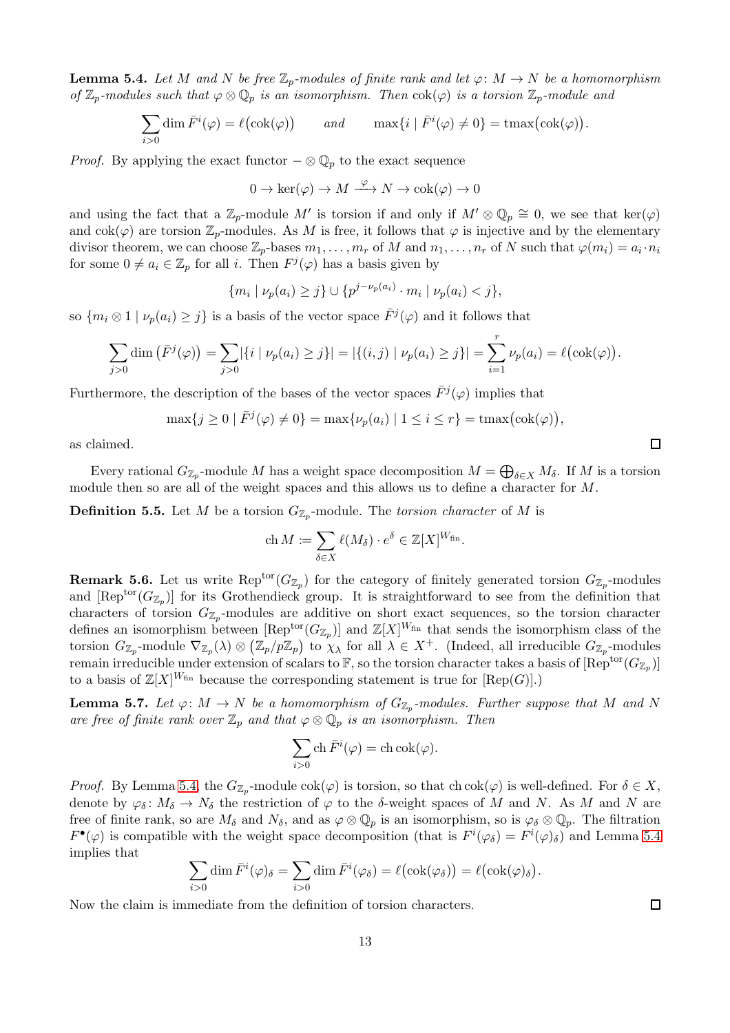**Lemma 5.4.** *Let $M$ and $N$ be free $\mathbb{Z}_p$-modules of finite rank and let $\varphi\colon M \to N$ be a homomorphism of $\mathbb{Z}_p$-modules such that $\varphi \otimes \mathbb{Q}_p$ is an isomorphism. Then $\mathrm{cok}(\varphi)$ is a torsion $\mathbb{Z}_p$-module and*

$$\sum_{i>0} \dim \bar{F}^i(\varphi) = \ell\big(\mathrm{cok}(\varphi)\big) \qquad \text{and} \qquad \max\{i \mid \bar{F}^i(\varphi) \neq 0\} = \mathrm{tmax}\big(\mathrm{cok}(\varphi)\big).$$

*Proof.* By applying the exact functor $-\otimes \mathbb{Q}_p$ to the exact sequence

$$0 \to \ker(\varphi) \to M \xrightarrow{\varphi} N \to \mathrm{cok}(\varphi) \to 0$$

and using the fact that a $\mathbb{Z}_p$-module $M'$ is torsion if and only if $M' \otimes \mathbb{Q}_p \cong 0$, we see that $\ker(\varphi)$ and $\mathrm{cok}(\varphi)$ are torsion $\mathbb{Z}_p$-modules. As $M$ is free, it follows that $\varphi$ is injective and by the elementary divisor theorem, we can choose $\mathbb{Z}_p$-bases $m_1, \dots, m_r$ of $M$ and $n_1, \dots, n_r$ of $N$ such that $\varphi(m_i) = a_i \cdot n_i$ for some $0 \neq a_i \in \mathbb{Z}_p$ for all $i$. Then $F^j(\varphi)$ has a basis given by

$$\{m_i \mid \nu_p(a_i) \geq j\} \cup \{p^{j-\nu_p(a_i)} \cdot m_i \mid \nu_p(a_i) < j\},$$

so $\{m_i \otimes 1 \mid \nu_p(a_i) \geq j\}$ is a basis of the vector space $\bar{F}^j(\varphi)$ and it follows that

$$\sum_{j>0} \dim\big(\bar{F}^j(\varphi)\big) = \sum_{j>0} |\{i \mid \nu_p(a_i) \geq j\}| = |\{(i,j) \mid \nu_p(a_i) \geq j\}| = \sum_{i=1}^{r} \nu_p(a_i) = \ell\big(\mathrm{cok}(\varphi)\big).$$

Furthermore, the description of the bases of the vector spaces $\bar{F}^j(\varphi)$ implies that

$$\max\{j \geq 0 \mid \bar{F}^j(\varphi) \neq 0\} = \max\{\nu_p(a_i) \mid 1 \leq i \leq r\} = \mathrm{tmax}\big(\mathrm{cok}(\varphi)\big),$$

as claimed. ◻

Every rational $G_{\mathbb{Z}_p}$-module $M$ has a weight space decomposition $M = \bigoplus_{\delta \in X} M_\delta$. If $M$ is a torsion module then so are all of the weight spaces and this allows us to define a character for $M$.

**Definition 5.5.** Let $M$ be a torsion $G_{\mathbb{Z}_p}$-module. The *torsion character* of $M$ is

$$\mathrm{ch}\, M := \sum_{\delta \in X} \ell(M_\delta) \cdot e^\delta \in \mathbb{Z}[X]^{W_{\mathrm{fin}}}.$$

**Remark 5.6.** Let us write $\mathrm{Rep}^{\mathrm{tor}}(G_{\mathbb{Z}_p})$ for the category of finitely generated torsion $G_{\mathbb{Z}_p}$-modules and $[\mathrm{Rep}^{\mathrm{tor}}(G_{\mathbb{Z}_p})]$ for its Grothendieck group. It is straightforward to see from the definition that characters of torsion $G_{\mathbb{Z}_p}$-modules are additive on short exact sequences, so the torsion character defines an isomorphism between $[\mathrm{Rep}^{\mathrm{tor}}(G_{\mathbb{Z}_p})]$ and $\mathbb{Z}[X]^{W_{\mathrm{fin}}}$ that sends the isomorphism class of the torsion $G_{\mathbb{Z}_p}$-module $\nabla_{\mathbb{Z}_p}(\lambda) \otimes \big(\mathbb{Z}_p/p\mathbb{Z}_p\big)$ to $\chi_\lambda$ for all $\lambda \in X^+$. (Indeed, all irreducible $G_{\mathbb{Z}_p}$-modules remain irreducible under extension of scalars to $\mathbb{F}$, so the torsion character takes a basis of $[\mathrm{Rep}^{\mathrm{tor}}(G_{\mathbb{Z}_p})]$ to a basis of $\mathbb{Z}[X]^{W_{\mathrm{fin}}}$ because the corresponding statement is true for $[\mathrm{Rep}(G)]$.)

**Lemma 5.7.** *Let $\varphi\colon M \to N$ be a homomorphism of $G_{\mathbb{Z}_p}$-modules. Further suppose that $M$ and $N$ are free of finite rank over $\mathbb{Z}_p$ and that $\varphi \otimes \mathbb{Q}_p$ is an isomorphism. Then*

$$\sum_{i>0} \mathrm{ch}\, \bar{F}^i(\varphi) = \mathrm{ch}\,\mathrm{cok}(\varphi).$$

*Proof.* By Lemma 5.4, the $G_{\mathbb{Z}_p}$-module $\mathrm{cok}(\varphi)$ is torsion, so that $\mathrm{ch}\,\mathrm{cok}(\varphi)$ is well-defined. For $\delta \in X$, denote by $\varphi_\delta\colon M_\delta \to N_\delta$ the restriction of $\varphi$ to the $\delta$-weight spaces of $M$ and $N$. As $M$ and $N$ are free of finite rank, so are $M_\delta$ and $N_\delta$, and as $\varphi \otimes \mathbb{Q}_p$ is an isomorphism, so is $\varphi_\delta \otimes \mathbb{Q}_p$. The filtration $F^\bullet(\varphi)$ is compatible with the weight space decomposition (that is $F^i(\varphi_\delta) = F^i(\varphi)_\delta$) and Lemma 5.4 implies that

$$\sum_{i>0} \dim \bar{F}^i(\varphi)_\delta = \sum_{i>0} \dim \bar{F}^i(\varphi_\delta) = \ell\big(\mathrm{cok}(\varphi_\delta)\big) = \ell\big(\mathrm{cok}(\varphi)_\delta\big).$$

Now the claim is immediate from the definition of torsion characters. ◻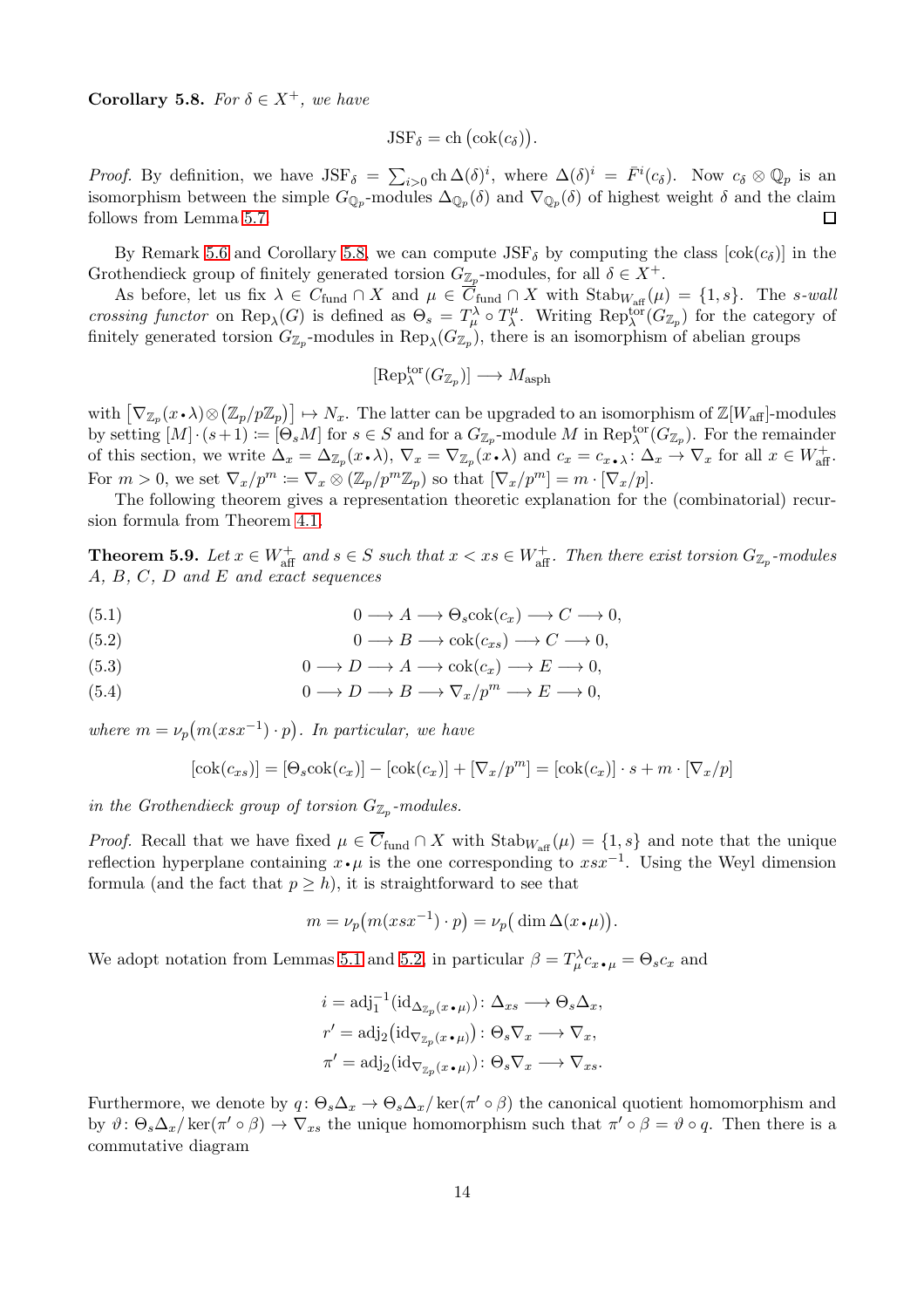**Corollary 5.8.** *For $\delta \in X^+$, we have*

$$\mathrm{JSF}_\delta = \mathrm{ch}\,\big(\mathrm{cok}(c_\delta)\big).$$

*Proof.* By definition, we have $\mathrm{JSF}_\delta = \sum_{i>0} \mathrm{ch}\,\Delta(\delta)^i$, where $\Delta(\delta)^i = \bar{F}^i(c_\delta)$. Now $c_\delta \otimes \mathbb{Q}_p$ is an isomorphism between the simple $G_{\mathbb{Q}_p}$-modules $\Delta_{\mathbb{Q}_p}(\delta)$ and $\nabla_{\mathbb{Q}_p}(\delta)$ of highest weight $\delta$ and the claim follows from Lemma 5.7. $\square$

By Remark 5.6 and Corollary 5.8, we can compute $\mathrm{JSF}_\delta$ by computing the class $[\mathrm{cok}(c_\delta)]$ in the Grothendieck group of finitely generated torsion $G_{\mathbb{Z}_p}$-modules, for all $\delta \in X^+$.

As before, let us fix $\lambda \in C_{\mathrm{fund}} \cap X$ and $\mu \in \overline{C}_{\mathrm{fund}} \cap X$ with $\mathrm{Stab}_{W_{\mathrm{aff}}}(\mu) = \{1, s\}$. The *$s$-wall crossing functor* on $\mathrm{Rep}_\lambda(G)$ is defined as $\Theta_s = T_\mu^\lambda \circ T_\lambda^\mu$. Writing $\mathrm{Rep}_\lambda^{\mathrm{tor}}(G_{\mathbb{Z}_p})$ for the category of finitely generated torsion $G_{\mathbb{Z}_p}$-modules in $\mathrm{Rep}_\lambda(G_{\mathbb{Z}_p})$, there is an isomorphism of abelian groups

$$[\mathrm{Rep}_\lambda^{\mathrm{tor}}(G_{\mathbb{Z}_p})] \longrightarrow M_{\mathrm{asph}}$$

with $\big[\nabla_{\mathbb{Z}_p}(x \bullet \lambda) \otimes (\mathbb{Z}_p/p\mathbb{Z}_p)\big] \mapsto N_x$. The latter can be upgraded to an isomorphism of $\mathbb{Z}[W_{\mathrm{aff}}]$-modules by setting $[M] \cdot (s+1) \coloneqq [\Theta_s M]$ for $s \in S$ and for a $G_{\mathbb{Z}_p}$-module $M$ in $\mathrm{Rep}_\lambda^{\mathrm{tor}}(G_{\mathbb{Z}_p})$. For the remainder of this section, we write $\Delta_x = \Delta_{\mathbb{Z}_p}(x \bullet \lambda)$, $\nabla_x = \nabla_{\mathbb{Z}_p}(x \bullet \lambda)$ and $c_x = c_{x \bullet \lambda} \colon \Delta_x \to \nabla_x$ for all $x \in W_{\mathrm{aff}}^+$. For $m > 0$, we set $\nabla_x/p^m \coloneqq \nabla_x \otimes (\mathbb{Z}_p/p^m\mathbb{Z}_p)$ so that $[\nabla_x/p^m] = m \cdot [\nabla_x/p]$.

The following theorem gives a representation theoretic explanation for the (combinatorial) recursion formula from Theorem 4.1.

**Theorem 5.9.** *Let $x \in W_{\mathrm{aff}}^+$ and $s \in S$ such that $x < xs \in W_{\mathrm{aff}}^+$. Then there exist torsion $G_{\mathbb{Z}_p}$-modules $A$, $B$, $C$, $D$ and $E$ and exact sequences*

$$0 \longrightarrow A \longrightarrow \Theta_s \mathrm{cok}(c_x) \longrightarrow C \longrightarrow 0, \tag{5.1}$$

$$0 \longrightarrow B \longrightarrow \mathrm{cok}(c_{xs}) \longrightarrow C \longrightarrow 0, \tag{5.2}$$

$$0 \longrightarrow D \longrightarrow A \longrightarrow \mathrm{cok}(c_x) \longrightarrow E \longrightarrow 0, \tag{5.3}$$

$$0 \longrightarrow D \longrightarrow B \longrightarrow \nabla_x/p^m \longrightarrow E \longrightarrow 0, \tag{5.4}$$

*where $m = \nu_p\big(m(xsx^{-1}) \cdot p\big)$. In particular, we have*

$$[\mathrm{cok}(c_{xs})] = [\Theta_s \mathrm{cok}(c_x)] - [\mathrm{cok}(c_x)] + [\nabla_x/p^m] = [\mathrm{cok}(c_x)] \cdot s + m \cdot [\nabla_x/p]$$

*in the Grothendieck group of torsion $G_{\mathbb{Z}_p}$-modules.*

*Proof.* Recall that we have fixed $\mu \in \overline{C}_{\mathrm{fund}} \cap X$ with $\mathrm{Stab}_{W_{\mathrm{aff}}}(\mu) = \{1, s\}$ and note that the unique reflection hyperplane containing $x \bullet \mu$ is the one corresponding to $xsx^{-1}$. Using the Weyl dimension formula (and the fact that $p \geq h$), it is straightforward to see that

$$m = \nu_p\big(m(xsx^{-1}) \cdot p\big) = \nu_p\big(\dim \Delta(x \bullet \mu)\big).$$

We adopt notation from Lemmas 5.1 and 5.2, in particular $\beta = T_\mu^\lambda c_{x \bullet \mu} = \Theta_s c_x$ and

$$i = \mathrm{adj}_1^{-1}(\mathrm{id}_{\Delta_{\mathbb{Z}_p}(x \bullet \mu)}) \colon \Delta_{xs} \longrightarrow \Theta_s \Delta_x,$$

$$r' = \mathrm{adj}_2(\mathrm{id}_{\nabla_{\mathbb{Z}_p}(x \bullet \mu)}) \colon \Theta_s \nabla_x \longrightarrow \nabla_x,$$

$$\pi' = \mathrm{adj}_2(\mathrm{id}_{\nabla_{\mathbb{Z}_p}(x \bullet \mu)}) \colon \Theta_s \nabla_x \longrightarrow \nabla_{xs}.$$

Furthermore, we denote by $q \colon \Theta_s \Delta_x \to \Theta_s \Delta_x / \ker(\pi' \circ \beta)$ the canonical quotient homomorphism and by $\vartheta \colon \Theta_s \Delta_x / \ker(\pi' \circ \beta) \to \nabla_{xs}$ the unique homomorphism such that $\pi' \circ \beta = \vartheta \circ q$. Then there is a commutative diagram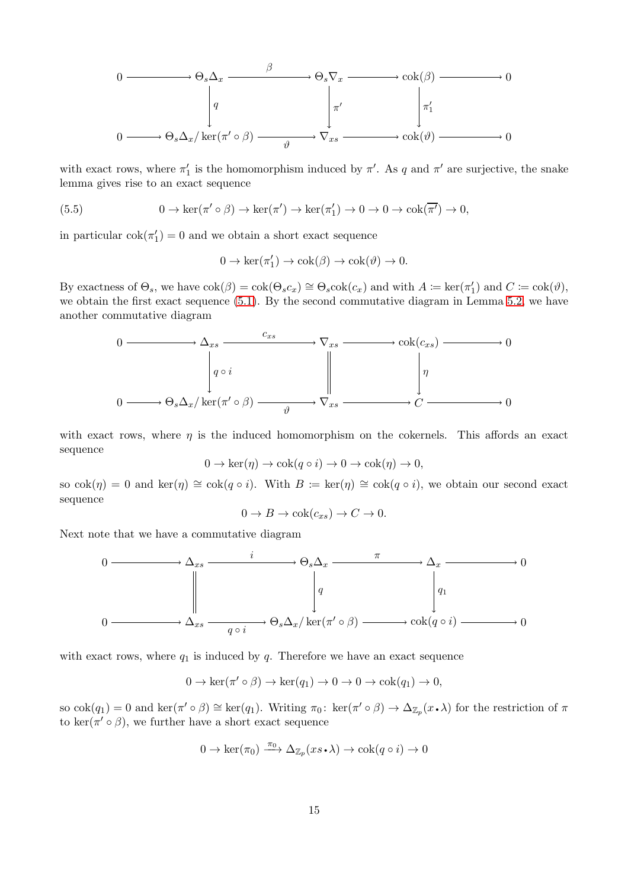$$
\begin{array}{ccccccccc}
0 & \longrightarrow & \Theta_s\Delta_x & \xrightarrow{\beta} & \Theta_s\nabla_x & \longrightarrow & \operatorname{cok}(\beta) & \longrightarrow & 0 \\
 & & \big\downarrow q & & \big\downarrow \pi' & & \big\downarrow \pi_1' & & \\
0 & \longrightarrow & \Theta_s\Delta_x/\ker(\pi'\circ\beta) & \xrightarrow[\vartheta]{} & \nabla_{xs} & \longrightarrow & \operatorname{cok}(\vartheta) & \longrightarrow & 0
\end{array}
$$

with exact rows, where $\pi_1'$ is the homomorphism induced by $\pi'$. As $q$ and $\pi'$ are surjective, the snake lemma gives rise to an exact sequence

$$
0 \to \ker(\pi'\circ\beta) \to \ker(\pi') \to \ker(\pi_1') \to 0 \to 0 \to \operatorname{cok}(\overline{\pi'}) \to 0, \tag{5.5}
$$

in particular $\operatorname{cok}(\pi_1') = 0$ and we obtain a short exact sequence

$$
0 \to \ker(\pi_1') \to \operatorname{cok}(\beta) \to \operatorname{cok}(\vartheta) \to 0.
$$

By exactness of $\Theta_s$, we have $\operatorname{cok}(\beta) = \operatorname{cok}(\Theta_s c_x) \cong \Theta_s \operatorname{cok}(c_x)$ and with $A := \ker(\pi_1')$ and $C := \operatorname{cok}(\vartheta)$, we obtain the first exact sequence (5.1). By the second commutative diagram in Lemma 5.2, we have another commutative diagram

$$
\begin{array}{ccccccccc}
0 & \longrightarrow & \Delta_{xs} & \xrightarrow{c_{xs}} & \nabla_{xs} & \longrightarrow & \operatorname{cok}(c_{xs}) & \longrightarrow & 0 \\
 & & \big\downarrow q\circ i & & \big\| & & \big\downarrow \eta & & \\
0 & \longrightarrow & \Theta_s\Delta_x/\ker(\pi'\circ\beta) & \xrightarrow[\vartheta]{} & \nabla_{xs} & \longrightarrow & C & \longrightarrow & 0
\end{array}
$$

with exact rows, where $\eta$ is the induced homomorphism on the cokernels. This affords an exact sequence

$$
0 \to \ker(\eta) \to \operatorname{cok}(q\circ i) \to 0 \to \operatorname{cok}(\eta) \to 0,
$$

so $\operatorname{cok}(\eta) = 0$ and $\ker(\eta) \cong \operatorname{cok}(q\circ i)$. With $B := \ker(\eta) \cong \operatorname{cok}(q\circ i)$, we obtain our second exact sequence

$$
0 \to B \to \operatorname{cok}(c_{xs}) \to C \to 0.
$$

Next note that we have a commutative diagram

$$
\begin{array}{ccccccccc}
0 & \longrightarrow & \Delta_{xs} & \xrightarrow{i} & \Theta_s\Delta_x & \xrightarrow{\pi} & \Delta_x & \longrightarrow & 0 \\
 & & \big\| & & \big\downarrow q & & \big\downarrow q_1 & & \\
0 & \longrightarrow & \Delta_{xs} & \xrightarrow[q\circ i]{} & \Theta_s\Delta_x/\ker(\pi'\circ\beta) & \longrightarrow & \operatorname{cok}(q\circ i) & \longrightarrow & 0
\end{array}
$$

with exact rows, where $q_1$ is induced by $q$. Therefore we have an exact sequence

$$
0 \to \ker(\pi'\circ\beta) \to \ker(q_1) \to 0 \to 0 \to \operatorname{cok}(q_1) \to 0,
$$

so $\operatorname{cok}(q_1) = 0$ and $\ker(\pi'\circ\beta) \cong \ker(q_1)$. Writing $\pi_0 \colon \ker(\pi'\circ\beta) \to \Delta_{\mathbb{Z}_p}(x\bullet\lambda)$ for the restriction of $\pi$ to $\ker(\pi'\circ\beta)$, we further have a short exact sequence

$$
0 \to \ker(\pi_0) \xrightarrow{\pi_0} \Delta_{\mathbb{Z}_p}(xs\bullet\lambda) \to \operatorname{cok}(q\circ i) \to 0
$$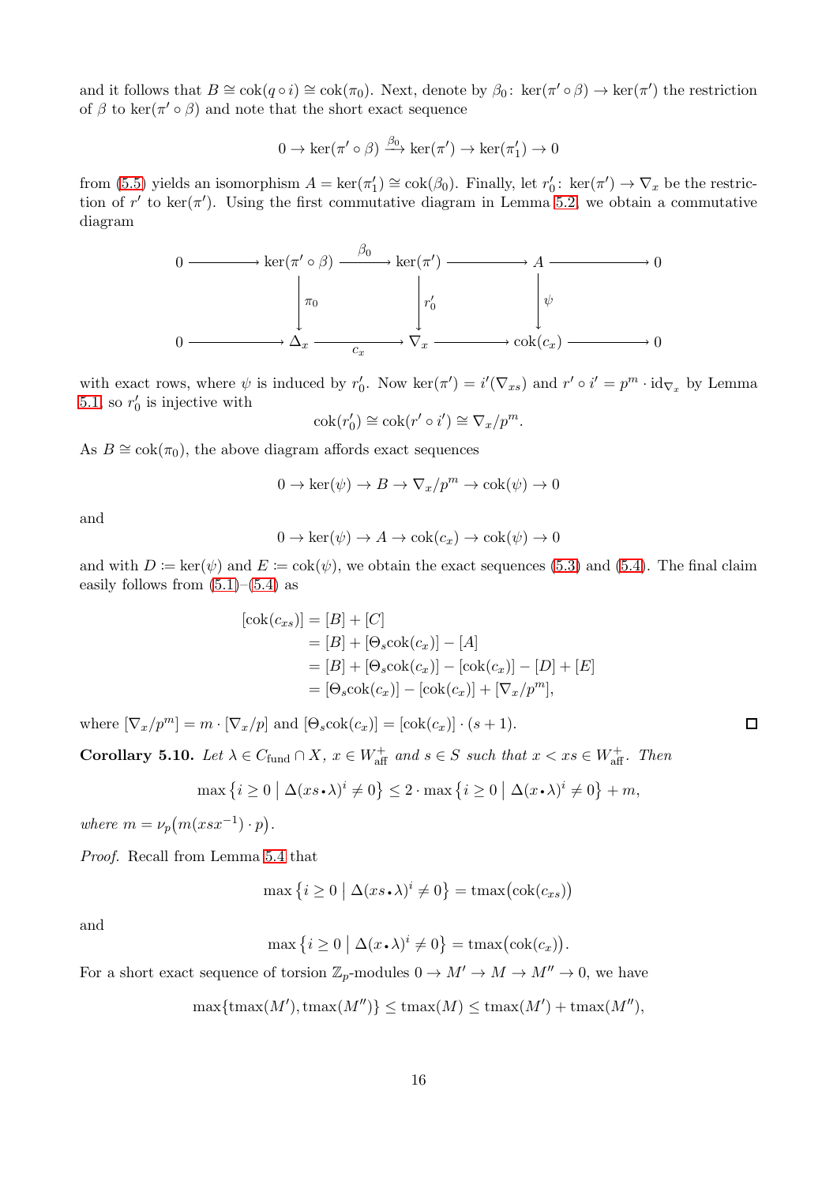and it follows that $B \cong \mathrm{cok}(q \circ i) \cong \mathrm{cok}(\pi_0)$. Next, denote by $\beta_0 \colon \ker(\pi' \circ \beta) \to \ker(\pi')$ the restriction of $\beta$ to $\ker(\pi' \circ \beta)$ and note that the short exact sequence

$$0 \to \ker(\pi' \circ \beta) \xrightarrow{\beta_0} \ker(\pi') \to \ker(\pi_1') \to 0$$

from (5.5) yields an isomorphism $A = \ker(\pi_1') \cong \mathrm{cok}(\beta_0)$. Finally, let $r_0' \colon \ker(\pi') \to \nabla_x$ be the restriction of $r'$ to $\ker(\pi')$. Using the first commutative diagram in Lemma 5.2, we obtain a commutative diagram

$$\begin{array}{ccccccccc}
0 & \longrightarrow & \ker(\pi' \circ \beta) & \xrightarrow{\beta_0} & \ker(\pi') & \longrightarrow & A & \longrightarrow & 0 \\
 & & \downarrow{\scriptstyle \pi_0} & & \downarrow{\scriptstyle r_0'} & & \downarrow{\scriptstyle \psi} & & \\
0 & \longrightarrow & \Delta_x & \xrightarrow[c_x]{} & \nabla_x & \longrightarrow & \mathrm{cok}(c_x) & \longrightarrow & 0
\end{array}$$

with exact rows, where $\psi$ is induced by $r_0'$. Now $\ker(\pi') = i'(\nabla_{xs})$ and $r' \circ i' = p^m \cdot \mathrm{id}_{\nabla_x}$ by Lemma 5.1, so $r_0'$ is injective with

$$\mathrm{cok}(r_0') \cong \mathrm{cok}(r' \circ i') \cong \nabla_x / p^m.$$

As $B \cong \mathrm{cok}(\pi_0)$, the above diagram affords exact sequences

$$0 \to \ker(\psi) \to B \to \nabla_x/p^m \to \mathrm{cok}(\psi) \to 0$$

and

$$0 \to \ker(\psi) \to A \to \mathrm{cok}(c_x) \to \mathrm{cok}(\psi) \to 0$$

and with $D \coloneqq \ker(\psi)$ and $E \coloneqq \mathrm{cok}(\psi)$, we obtain the exact sequences (5.3) and (5.4). The final claim easily follows from (5.1)–(5.4) as

$$\begin{aligned}
[\mathrm{cok}(c_{xs})] &= [B] + [C] \\
&= [B] + [\Theta_s \mathrm{cok}(c_x)] - [A] \\
&= [B] + [\Theta_s \mathrm{cok}(c_x)] - [\mathrm{cok}(c_x)] - [D] + [E] \\
&= [\Theta_s \mathrm{cok}(c_x)] - [\mathrm{cok}(c_x)] + [\nabla_x / p^m],
\end{aligned}$$

where $[\nabla_x/p^m] = m \cdot [\nabla_x/p]$ and $[\Theta_s \mathrm{cok}(c_x)] = [\mathrm{cok}(c_x)] \cdot (s+1)$. ∎

**Corollary 5.10.** *Let $\lambda \in C_{\mathrm{fund}} \cap X$, $x \in W_{\mathrm{aff}}^+$ and $s \in S$ such that $x < xs \in W_{\mathrm{aff}}^+$. Then*

$$\max\big\{ i \geq 0 \bigm| \Delta(xs \bullet \lambda)^i \neq 0 \big\} \leq 2 \cdot \max\big\{ i \geq 0 \bigm| \Delta(x \bullet \lambda)^i \neq 0 \big\} + m,$$

*where $m = \nu_p\big(m(xsx^{-1}) \cdot p\big)$.*

*Proof.* Recall from Lemma 5.4 that

$$\max\big\{ i \geq 0 \bigm| \Delta(xs \bullet \lambda)^i \neq 0 \big\} = \mathrm{tmax}\big(\mathrm{cok}(c_{xs})\big)$$

and

$$\max\big\{ i \geq 0 \bigm| \Delta(x \bullet \lambda)^i \neq 0 \big\} = \mathrm{tmax}\big(\mathrm{cok}(c_x)\big).$$

For a short exact sequence of torsion $\mathbb{Z}_p$-modules $0 \to M' \to M \to M'' \to 0$, we have

$$\max\{\mathrm{tmax}(M'), \mathrm{tmax}(M'')\} \leq \mathrm{tmax}(M) \leq \mathrm{tmax}(M') + \mathrm{tmax}(M''),$$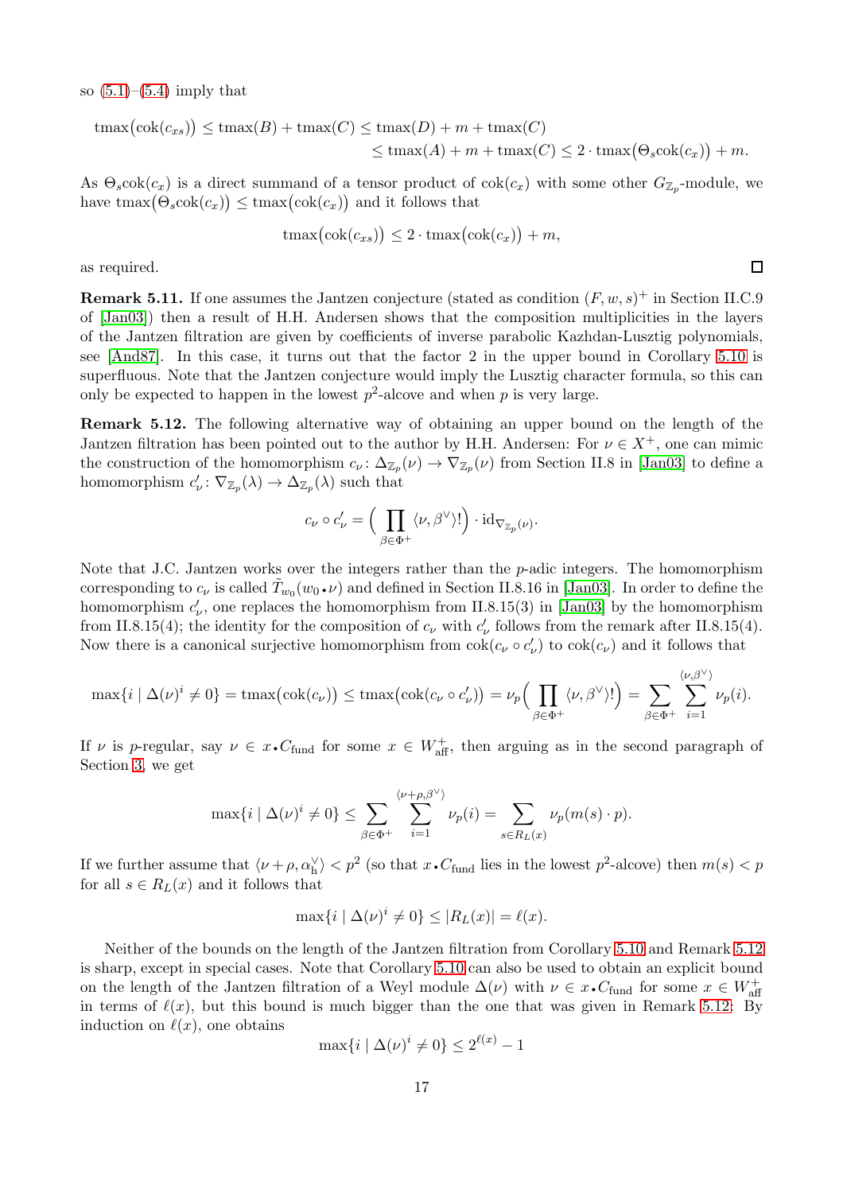so (5.1)–(5.4) imply that

$$\operatorname{tmax}\big(\operatorname{cok}(c_{xs})\big) \leq \operatorname{tmax}(B) + \operatorname{tmax}(C) \leq \operatorname{tmax}(D) + m + \operatorname{tmax}(C)$$
$$\leq \operatorname{tmax}(A) + m + \operatorname{tmax}(C) \leq 2 \cdot \operatorname{tmax}\big(\Theta_s \operatorname{cok}(c_x)\big) + m.$$

As $\Theta_s \operatorname{cok}(c_x)$ is a direct summand of a tensor product of $\operatorname{cok}(c_x)$ with some other $G_{\mathbb{Z}_p}$-module, we have $\operatorname{tmax}\big(\Theta_s \operatorname{cok}(c_x)\big) \leq \operatorname{tmax}\big(\operatorname{cok}(c_x)\big)$ and it follows that

$$\operatorname{tmax}\big(\operatorname{cok}(c_{xs})\big) \leq 2 \cdot \operatorname{tmax}\big(\operatorname{cok}(c_x)\big) + m,$$

as required. □

**Remark 5.11.** If one assumes the Jantzen conjecture (stated as condition $(F, w, s)^+$ in Section II.C.9 of [Jan03]) then a result of H.H. Andersen shows that the composition multiplicities in the layers of the Jantzen filtration are given by coefficients of inverse parabolic Kazhdan-Lusztig polynomials, see [And87]. In this case, it turns out that the factor 2 in the upper bound in Corollary 5.10 is superfluous. Note that the Jantzen conjecture would imply the Lusztig character formula, so this can only be expected to happen in the lowest $p^2$-alcove and when $p$ is very large.

**Remark 5.12.** The following alternative way of obtaining an upper bound on the length of the Jantzen filtration has been pointed out to the author by H.H. Andersen: For $\nu \in X^+$, one can mimic the construction of the homomorphism $c_\nu \colon \Delta_{\mathbb{Z}_p}(\nu) \to \nabla_{\mathbb{Z}_p}(\nu)$ from Section II.8 in [Jan03] to define a homomorphism $c'_\nu \colon \nabla_{\mathbb{Z}_p}(\lambda) \to \Delta_{\mathbb{Z}_p}(\lambda)$ such that

$$c_\nu \circ c'_\nu = \Big( \prod_{\beta \in \Phi^+} \langle \nu, \beta^\vee \rangle ! \Big) \cdot \mathrm{id}_{\nabla_{\mathbb{Z}_p}(\nu)}.$$

Note that J.C. Jantzen works over the integers rather than the $p$-adic integers. The homomorphism corresponding to $c_\nu$ is called $\tilde{T}_{w_0}(w_0 \raisebox{0.1ex}{$\centerdot$} \nu)$ and defined in Section II.8.16 in [Jan03]. In order to define the homomorphism $c'_\nu$, one replaces the homomorphism from II.8.15(3) in [Jan03] by the homomorphism from II.8.15(4); the identity for the composition of $c_\nu$ with $c'_\nu$ follows from the remark after II.8.15(4). Now there is a canonical surjective homomorphism from $\operatorname{cok}(c_\nu \circ c'_\nu)$ to $\operatorname{cok}(c_\nu)$ and it follows that

$$\max\{i \mid \Delta(\nu)^i \neq 0\} = \operatorname{tmax}\big(\operatorname{cok}(c_\nu)\big) \leq \operatorname{tmax}\big(\operatorname{cok}(c_\nu \circ c'_\nu)\big) = \nu_p\Big( \prod_{\beta \in \Phi^+} \langle \nu, \beta^\vee \rangle ! \Big) = \sum_{\beta \in \Phi^+} \sum_{i=1}^{\langle \nu, \beta^\vee \rangle} \nu_p(i).$$

If $\nu$ is $p$-regular, say $\nu \in x \raisebox{0.1ex}{$\centerdot$} C_{\mathrm{fund}}$ for some $x \in W_{\mathrm{aff}}^+$, then arguing as in the second paragraph of Section 3, we get

$$\max\{i \mid \Delta(\nu)^i \neq 0\} \leq \sum_{\beta \in \Phi^+} \sum_{i=1}^{\langle \nu + \rho, \beta^\vee \rangle} \nu_p(i) = \sum_{s \in R_L(x)} \nu_p(m(s) \cdot p).$$

If we further assume that $\langle \nu + \rho, \alpha_{\mathrm{h}}^\vee \rangle < p^2$ (so that $x \raisebox{0.1ex}{$\centerdot$} C_{\mathrm{fund}}$ lies in the lowest $p^2$-alcove) then $m(s) < p$ for all $s \in R_L(x)$ and it follows that

$$\max\{i \mid \Delta(\nu)^i \neq 0\} \leq |R_L(x)| = \ell(x).$$

Neither of the bounds on the length of the Jantzen filtration from Corollary 5.10 and Remark 5.12 is sharp, except in special cases. Note that Corollary 5.10 can also be used to obtain an explicit bound on the length of the Jantzen filtration of a Weyl module $\Delta(\nu)$ with $\nu \in x \raisebox{0.1ex}{$\centerdot$} C_{\mathrm{fund}}$ for some $x \in W_{\mathrm{aff}}^+$ in terms of $\ell(x)$, but this bound is much bigger than the one that was given in Remark 5.12: By induction on $\ell(x)$, one obtains

$$\max\{i \mid \Delta(\nu)^i \neq 0\} \leq 2^{\ell(x)} - 1$$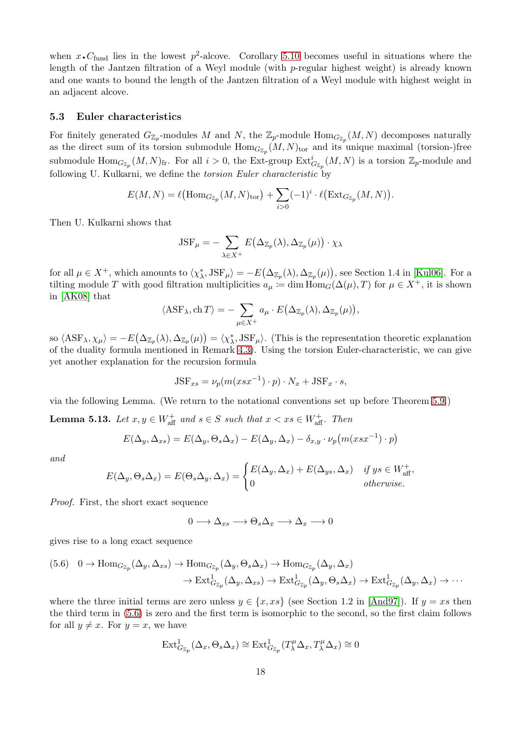when $x \cdot C_{\mathrm{fund}}$ lies in the lowest $p^2$-alcove. Corollary 5.10 becomes useful in situations where the length of the Jantzen filtration of a Weyl module (with $p$-regular highest weight) is already known and one wants to bound the length of the Jantzen filtration of a Weyl module with highest weight in an adjacent alcove.

### 5.3 Euler characteristics

For finitely generated $G_{\mathbb{Z}_p}$-modules $M$ and $N$, the $\mathbb{Z}_p$-module $\mathrm{Hom}_{G_{\mathbb{Z}_p}}(M,N)$ decomposes naturally as the direct sum of its torsion submodule $\mathrm{Hom}_{G_{\mathbb{Z}_p}}(M,N)_{\mathrm{tor}}$ and its unique maximal (torsion-)free submodule $\mathrm{Hom}_{G_{\mathbb{Z}_p}}(M,N)_{\mathrm{fr}}$. For all $i>0$, the Ext-group $\mathrm{Ext}^i_{G_{\mathbb{Z}_p}}(M,N)$ is a torsion $\mathbb{Z}_p$-module and following U. Kulkarni, we define the *torsion Euler characteristic* by

$$E(M,N) = \ell\big(\mathrm{Hom}_{G_{\mathbb{Z}_p}}(M,N)_{\mathrm{tor}}\big) + \sum_{i>0} (-1)^i \cdot \ell\big(\mathrm{Ext}_{G_{\mathbb{Z}_p}}(M,N)\big).$$

Then U. Kulkarni shows that

$$\mathrm{JSF}_\mu = - \sum_{\lambda \in X^+} E\big(\Delta_{\mathbb{Z}_p}(\lambda), \Delta_{\mathbb{Z}_p}(\mu)\big) \cdot \chi_\lambda$$

for all $\mu \in X^+$, which amounts to $\langle \chi_\lambda^*, \mathrm{JSF}_\mu \rangle = -E\big(\Delta_{\mathbb{Z}_p}(\lambda), \Delta_{\mathbb{Z}_p}(\mu)\big)$, see Section 1.4 in [Kul06]. For a tilting module $T$ with good filtration multiplicities $a_\mu \coloneqq \dim \mathrm{Hom}_G(\Delta(\mu), T)$ for $\mu \in X^+$, it is shown in [AK08] that

$$\langle \mathrm{ASF}_\lambda, \mathrm{ch}\, T \rangle = - \sum_{\mu \in X^+} a_\mu \cdot E\big(\Delta_{\mathbb{Z}_p}(\lambda), \Delta_{\mathbb{Z}_p}(\mu)\big),$$

so $\langle \mathrm{ASF}_\lambda, \chi_\mu \rangle = -E\big(\Delta_{\mathbb{Z}_p}(\lambda), \Delta_{\mathbb{Z}_p}(\mu)\big) = \langle \chi_\lambda^*, \mathrm{JSF}_\mu \rangle$. (This is the representation theoretic explanation of the duality formula mentioned in Remark 4.3). Using the torsion Euler-characteristic, we can give yet another explanation for the recursion formula

$$\mathrm{JSF}_{xs} = \nu_p(m(xsx^{-1}) \cdot p) \cdot N_x + \mathrm{JSF}_x \cdot s,$$

via the following Lemma. (We return to the notational conventions set up before Theorem 5.9.)

**Lemma 5.13.** *Let $x, y \in W_{\mathrm{aff}}^+$ and $s \in S$ such that $x < xs \in W_{\mathrm{aff}}^+$. Then*

$$E(\Delta_y, \Delta_{xs}) = E(\Delta_y, \Theta_s \Delta_x) - E(\Delta_y, \Delta_x) - \delta_{x,y} \cdot \nu_p\big(m(xsx^{-1}) \cdot p\big)$$

*and*

$$E(\Delta_y, \Theta_s \Delta_x) = E(\Theta_s \Delta_y, \Delta_x) = \begin{cases} E(\Delta_y, \Delta_x) + E(\Delta_{ys}, \Delta_x) & \text{if } ys \in W_{\mathrm{aff}}^+, \\ 0 & \text{otherwise.} \end{cases}$$

*Proof.* First, the short exact sequence

$$0 \longrightarrow \Delta_{xs} \longrightarrow \Theta_s \Delta_x \longrightarrow \Delta_x \longrightarrow 0$$

gives rise to a long exact sequence

$$(5.6) \quad 0 \to \mathrm{Hom}_{G_{\mathbb{Z}_p}}(\Delta_y, \Delta_{xs}) \to \mathrm{Hom}_{G_{\mathbb{Z}_p}}(\Delta_y, \Theta_s \Delta_x) \to \mathrm{Hom}_{G_{\mathbb{Z}_p}}(\Delta_y, \Delta_x)$$
$$\to \mathrm{Ext}^1_{G_{\mathbb{Z}_p}}(\Delta_y, \Delta_{xs}) \to \mathrm{Ext}^1_{G_{\mathbb{Z}_p}}(\Delta_y, \Theta_s \Delta_x) \to \mathrm{Ext}^1_{G_{\mathbb{Z}_p}}(\Delta_y, \Delta_x) \to \cdots$$

where the three initial terms are zero unless $y \in \{x, xs\}$ (see Section 1.2 in [And97]). If $y = xs$ then the third term in (5.6) is zero and the first term is isomorphic to the second, so the first claim follows for all $y \neq x$. For $y = x$, we have

$$\mathrm{Ext}^1_{G_{\mathbb{Z}_p}}(\Delta_x, \Theta_s \Delta_x) \cong \mathrm{Ext}^1_{G_{\mathbb{Z}_p}}(T_\lambda^\mu \Delta_x, T_\lambda^\mu \Delta_x) \cong 0$$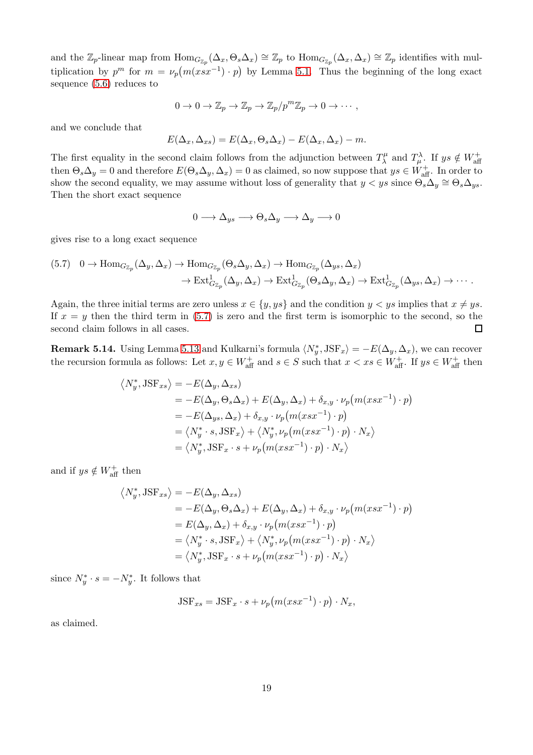and the $\mathbb{Z}_p$-linear map from $\mathrm{Hom}_{G_{\mathbb{Z}_p}}(\Delta_x, \Theta_s\Delta_x) \cong \mathbb{Z}_p$ to $\mathrm{Hom}_{G_{\mathbb{Z}_p}}(\Delta_x, \Delta_x) \cong \mathbb{Z}_p$ identifies with multiplication by $p^m$ for $m = \nu_p\big(m(xsx^{-1}) \cdot p\big)$ by Lemma 5.1. Thus the beginning of the long exact sequence (5.6) reduces to

$$0 \to 0 \to \mathbb{Z}_p \to \mathbb{Z}_p \to \mathbb{Z}_p/p^m\mathbb{Z}_p \to 0 \to \cdots,$$

and we conclude that

$$E(\Delta_x, \Delta_{xs}) = E(\Delta_x, \Theta_s\Delta_x) - E(\Delta_x, \Delta_x) - m.$$

The first equality in the second claim follows from the adjunction between $T_\lambda^\mu$ and $T_\mu^\lambda$. If $ys \notin W_{\mathrm{aff}}^+$ then $\Theta_s\Delta_y = 0$ and therefore $E(\Theta_s\Delta_y, \Delta_x) = 0$ as claimed, so now suppose that $ys \in W_{\mathrm{aff}}^+$. In order to show the second equality, we may assume without loss of generality that $y < ys$ since $\Theta_s\Delta_y \cong \Theta_s\Delta_{ys}$. Then the short exact sequence

$$0 \longrightarrow \Delta_{ys} \longrightarrow \Theta_s\Delta_y \longrightarrow \Delta_y \longrightarrow 0$$

gives rise to a long exact sequence

$$\begin{aligned}(5.7)\quad 0 \to \mathrm{Hom}_{G_{\mathbb{Z}_p}}(\Delta_y, \Delta_x) \to \mathrm{Hom}_{G_{\mathbb{Z}_p}}(\Theta_s\Delta_y, \Delta_x) \to \mathrm{Hom}_{G_{\mathbb{Z}_p}}(\Delta_{ys}, \Delta_x) \\ \to \mathrm{Ext}^1_{G_{\mathbb{Z}_p}}(\Delta_y, \Delta_x) \to \mathrm{Ext}^1_{G_{\mathbb{Z}_p}}(\Theta_s\Delta_y, \Delta_x) \to \mathrm{Ext}^1_{G_{\mathbb{Z}_p}}(\Delta_{ys}, \Delta_x) \to \cdots.\end{aligned}$$

Again, the three initial terms are zero unless $x \in \{y, ys\}$ and the condition $y < ys$ implies that $x \neq ys$. If $x = y$ then the third term in (5.7) is zero and the first term is isomorphic to the second, so the second claim follows in all cases. □

**Remark 5.14.** Using Lemma 5.13 and Kulkarni's formula $\langle N_y^*, \mathrm{JSF}_x\rangle = -E(\Delta_y, \Delta_x)$, we can recover the recursion formula as follows: Let $x, y \in W_{\mathrm{aff}}^+$ and $s \in S$ such that $x < xs \in W_{\mathrm{aff}}^+$. If $ys \in W_{\mathrm{aff}}^+$ then

$$\begin{aligned}\big\langle N_y^*, \mathrm{JSF}_{xs}\big\rangle &= -E(\Delta_y, \Delta_{xs}) \\ &= -E(\Delta_y, \Theta_s\Delta_x) + E(\Delta_y, \Delta_x) + \delta_{x,y} \cdot \nu_p\big(m(xsx^{-1}) \cdot p\big) \\ &= -E(\Delta_{ys}, \Delta_x) + \delta_{x,y} \cdot \nu_p\big(m(xsx^{-1}) \cdot p\big) \\ &= \big\langle N_y^* \cdot s, \mathrm{JSF}_x\big\rangle + \big\langle N_y^*, \nu_p\big(m(xsx^{-1}) \cdot p\big) \cdot N_x\big\rangle \\ &= \big\langle N_y^*, \mathrm{JSF}_x \cdot s + \nu_p\big(m(xsx^{-1}) \cdot p\big) \cdot N_x\big\rangle\end{aligned}$$

and if $ys \notin W_{\mathrm{aff}}^+$ then

$$\begin{aligned}\big\langle N_y^*, \mathrm{JSF}_{xs}\big\rangle &= -E(\Delta_y, \Delta_{xs}) \\ &= -E(\Delta_y, \Theta_s\Delta_x) + E(\Delta_y, \Delta_x) + \delta_{x,y} \cdot \nu_p\big(m(xsx^{-1}) \cdot p\big) \\ &= E(\Delta_y, \Delta_x) + \delta_{x,y} \cdot \nu_p\big(m(xsx^{-1}) \cdot p\big) \\ &= \big\langle N_y^* \cdot s, \mathrm{JSF}_x\big\rangle + \big\langle N_y^*, \nu_p\big(m(xsx^{-1}) \cdot p\big) \cdot N_x\big\rangle \\ &= \big\langle N_y^*, \mathrm{JSF}_x \cdot s + \nu_p\big(m(xsx^{-1}) \cdot p\big) \cdot N_x\big\rangle\end{aligned}$$

since $N_y^* \cdot s = -N_y^*$. It follows that

$$\mathrm{JSF}_{xs} = \mathrm{JSF}_x \cdot s + \nu_p\big(m(xsx^{-1}) \cdot p\big) \cdot N_x,$$

as claimed.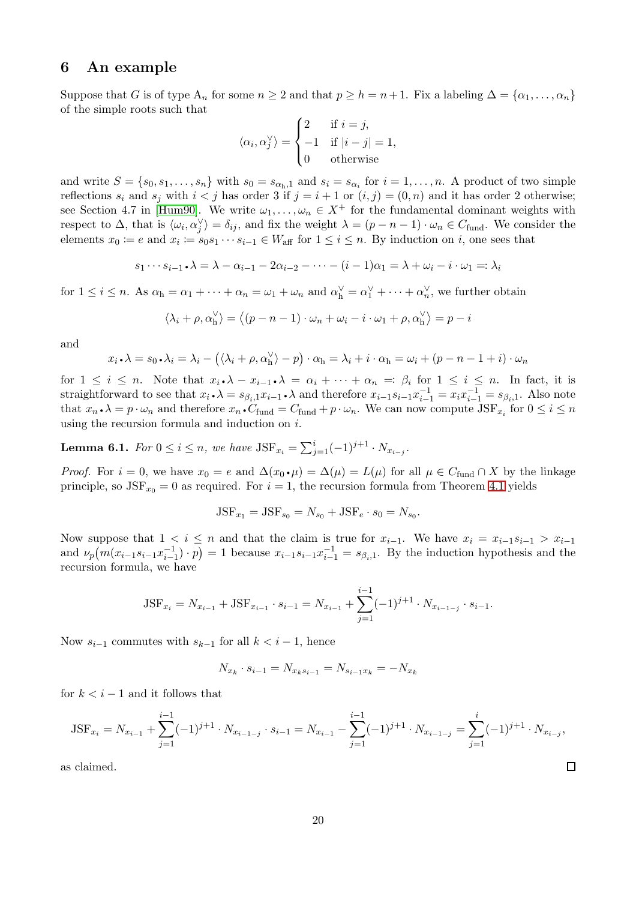## 6 An example

Suppose that $G$ is of type $\mathrm{A}_n$ for some $n \geq 2$ and that $p \geq h = n+1$. Fix a labeling $\Delta = \{\alpha_1, \ldots, \alpha_n\}$ of the simple roots such that

$$\langle \alpha_i, \alpha_j^\vee \rangle = \begin{cases} 2 & \text{if } i = j, \\ -1 & \text{if } |i-j| = 1, \\ 0 & \text{otherwise} \end{cases}$$

and write $S = \{s_0, s_1, \ldots, s_n\}$ with $s_0 = s_{\alpha_\mathrm{h},1}$ and $s_i = s_{\alpha_i}$ for $i = 1, \ldots, n$. A product of two simple reflections $s_i$ and $s_j$ with $i < j$ has order 3 if $j = i+1$ or $(i,j) = (0,n)$ and it has order 2 otherwise; see Section 4.7 in [Hum90]. We write $\omega_1, \ldots, \omega_n \in X^+$ for the fundamental dominant weights with respect to $\Delta$, that is $\langle \omega_i, \alpha_j^\vee \rangle = \delta_{ij}$, and fix the weight $\lambda = (p-n-1) \cdot \omega_n \in C_\mathrm{fund}$. We consider the elements $x_0 \coloneqq e$ and $x_i \coloneqq s_0 s_1 \cdots s_{i-1} \in W_\mathrm{aff}$ for $1 \leq i \leq n$. By induction on $i$, one sees that

$$s_1 \cdots s_{i-1} \bullet \lambda = \lambda - \alpha_{i-1} - 2\alpha_{i-2} - \cdots - (i-1)\alpha_1 = \lambda + \omega_i - i \cdot \omega_1 =: \lambda_i$$

for $1 \leq i \leq n$. As $\alpha_\mathrm{h} = \alpha_1 + \cdots + \alpha_n = \omega_1 + \omega_n$ and $\alpha_\mathrm{h}^\vee = \alpha_1^\vee + \cdots + \alpha_n^\vee$, we further obtain

$$\langle \lambda_i + \rho, \alpha_\mathrm{h}^\vee \rangle = \big\langle (p-n-1) \cdot \omega_n + \omega_i - i \cdot \omega_1 + \rho, \alpha_\mathrm{h}^\vee \big\rangle = p - i$$

and

$$x_i \bullet \lambda = s_0 \bullet \lambda_i = \lambda_i - \big( \langle \lambda_i + \rho, \alpha_\mathrm{h}^\vee \rangle - p \big) \cdot \alpha_\mathrm{h} = \lambda_i + i \cdot \alpha_\mathrm{h} = \omega_i + (p-n-1+i) \cdot \omega_n$$

for $1 \leq i \leq n$. Note that $x_i \bullet \lambda - x_{i-1} \bullet \lambda = \alpha_i + \cdots + \alpha_n =: \beta_i$ for $1 \leq i \leq n$. In fact, it is straightforward to see that $x_i \bullet \lambda = s_{\beta_i,1} x_{i-1} \bullet \lambda$ and therefore $x_{i-1} s_{i-1} x_{i-1}^{-1} = x_i x_{i-1}^{-1} = s_{\beta_i,1}$. Also note that $x_n \bullet \lambda = p \cdot \omega_n$ and therefore $x_n \bullet C_\mathrm{fund} = C_\mathrm{fund} + p \cdot \omega_n$. We can now compute $\mathrm{JSF}_{x_i}$ for $0 \leq i \leq n$ using the recursion formula and induction on $i$.

**Lemma 6.1.** *For $0 \leq i \leq n$, we have $\mathrm{JSF}_{x_i} = \sum_{j=1}^{i} (-1)^{j+1} \cdot N_{x_{i-j}}$.*

*Proof.* For $i = 0$, we have $x_0 = e$ and $\Delta(x_0 \bullet \mu) = \Delta(\mu) = L(\mu)$ for all $\mu \in C_\mathrm{fund} \cap X$ by the linkage principle, so $\mathrm{JSF}_{x_0} = 0$ as required. For $i = 1$, the recursion formula from Theorem 4.1 yields

$$\mathrm{JSF}_{x_1} = \mathrm{JSF}_{s_0} = N_{s_0} + \mathrm{JSF}_e \cdot s_0 = N_{s_0}.$$

Now suppose that $1 < i \leq n$ and that the claim is true for $x_{i-1}$. We have $x_i = x_{i-1} s_{i-1} > x_{i-1}$ and $\nu_p\big(m(x_{i-1} s_{i-1} x_{i-1}^{-1}) \cdot p\big) = 1$ because $x_{i-1} s_{i-1} x_{i-1}^{-1} = s_{\beta_i,1}$. By the induction hypothesis and the recursion formula, we have

$$\mathrm{JSF}_{x_i} = N_{x_{i-1}} + \mathrm{JSF}_{x_{i-1}} \cdot s_{i-1} = N_{x_{i-1}} + \sum_{j=1}^{i-1} (-1)^{j+1} \cdot N_{x_{i-1-j}} \cdot s_{i-1}.$$

Now $s_{i-1}$ commutes with $s_{k-1}$ for all $k < i-1$, hence

$$N_{x_k} \cdot s_{i-1} = N_{x_k s_{i-1}} = N_{s_{i-1} x_k} = -N_{x_k}$$

for $k < i-1$ and it follows that

$$\mathrm{JSF}_{x_i} = N_{x_{i-1}} + \sum_{j=1}^{i-1} (-1)^{j+1} \cdot N_{x_{i-1-j}} \cdot s_{i-1} = N_{x_{i-1}} - \sum_{j=1}^{i-1} (-1)^{j+1} \cdot N_{x_{i-1-j}} = \sum_{j=1}^{i} (-1)^{j+1} \cdot N_{x_{i-j}},$$

as claimed. ∎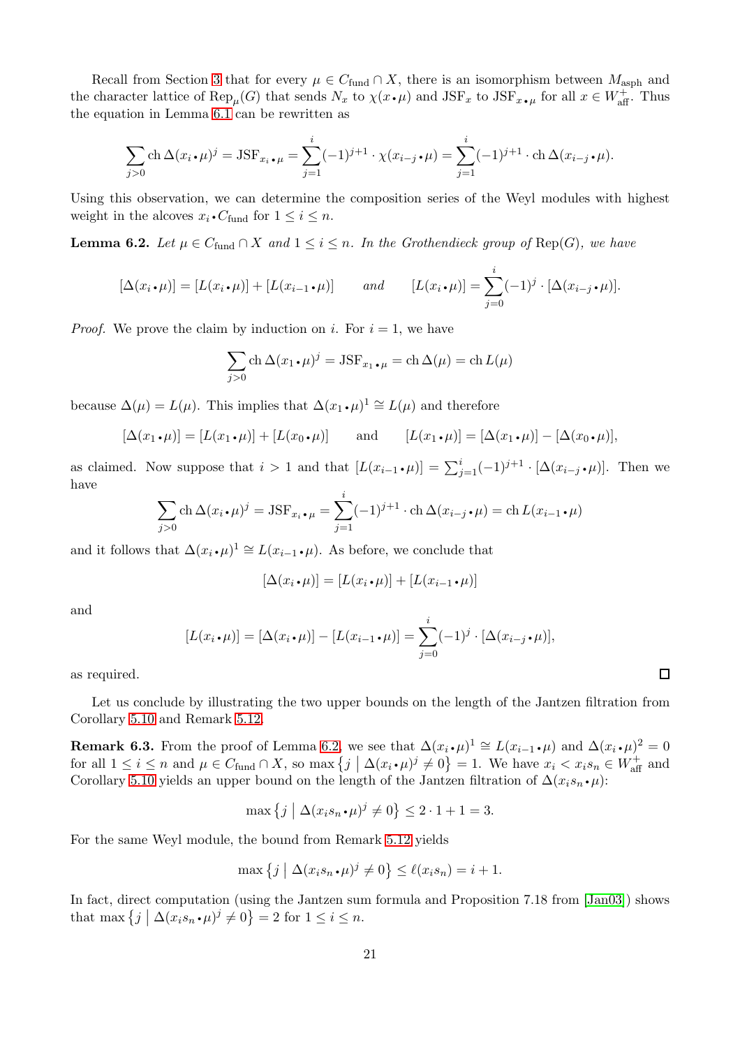Recall from Section 3 that for every $\mu \in C_{\mathrm{fund}} \cap X$, there is an isomorphism between $M_{\mathrm{asph}}$ and the character lattice of $\mathrm{Rep}_\mu(G)$ that sends $N_x$ to $\chi(x \bullet \mu)$ and $\mathrm{JSF}_x$ to $\mathrm{JSF}_{x \bullet \mu}$ for all $x \in W_{\mathrm{aff}}^+$. Thus the equation in Lemma 6.1 can be rewritten as

$$\sum_{j>0} \mathrm{ch}\, \Delta(x_i \bullet \mu)^j = \mathrm{JSF}_{x_i \bullet \mu} = \sum_{j=1}^{i} (-1)^{j+1} \cdot \chi(x_{i-j} \bullet \mu) = \sum_{j=1}^{i} (-1)^{j+1} \cdot \mathrm{ch}\, \Delta(x_{i-j} \bullet \mu).$$

Using this observation, we can determine the composition series of the Weyl modules with highest weight in the alcoves $x_i \bullet C_{\mathrm{fund}}$ for $1 \leq i \leq n$.

**Lemma 6.2.** *Let $\mu \in C_{\mathrm{fund}} \cap X$ and $1 \leq i \leq n$. In the Grothendieck group of $\mathrm{Rep}(G)$, we have*

$$[\Delta(x_i \bullet \mu)] = [L(x_i \bullet \mu)] + [L(x_{i-1} \bullet \mu)] \qquad \textit{and} \qquad [L(x_i \bullet \mu)] = \sum_{j=0}^{i} (-1)^j \cdot [\Delta(x_{i-j} \bullet \mu)].$$

*Proof.* We prove the claim by induction on $i$. For $i = 1$, we have

$$\sum_{j>0} \mathrm{ch}\, \Delta(x_1 \bullet \mu)^j = \mathrm{JSF}_{x_1 \bullet \mu} = \mathrm{ch}\, \Delta(\mu) = \mathrm{ch}\, L(\mu)$$

because $\Delta(\mu) = L(\mu)$. This implies that $\Delta(x_1 \bullet \mu)^1 \cong L(\mu)$ and therefore

$$[\Delta(x_1 \bullet \mu)] = [L(x_1 \bullet \mu)] + [L(x_0 \bullet \mu)] \qquad \text{and} \qquad [L(x_1 \bullet \mu)] = [\Delta(x_1 \bullet \mu)] - [\Delta(x_0 \bullet \mu)],$$

as claimed. Now suppose that $i > 1$ and that $[L(x_{i-1} \bullet \mu)] = \sum_{j=1}^{i} (-1)^{j+1} \cdot [\Delta(x_{i-j} \bullet \mu)]$. Then we have

$$\sum_{j>0} \mathrm{ch}\, \Delta(x_i \bullet \mu)^j = \mathrm{JSF}_{x_i \bullet \mu} = \sum_{j=1}^{i} (-1)^{j+1} \cdot \mathrm{ch}\, \Delta(x_{i-j} \bullet \mu) = \mathrm{ch}\, L(x_{i-1} \bullet \mu)$$

and it follows that $\Delta(x_i \bullet \mu)^1 \cong L(x_{i-1} \bullet \mu)$. As before, we conclude that

$$[\Delta(x_i \bullet \mu)] = [L(x_i \bullet \mu)] + [L(x_{i-1} \bullet \mu)]$$

and

$$[L(x_i \bullet \mu)] = [\Delta(x_i \bullet \mu)] - [L(x_{i-1} \bullet \mu)] = \sum_{j=0}^{i} (-1)^j \cdot [\Delta(x_{i-j} \bullet \mu)],$$

as required. $\square$

Let us conclude by illustrating the two upper bounds on the length of the Jantzen filtration from Corollary 5.10 and Remark 5.12.

**Remark 6.3.** From the proof of Lemma 6.2, we see that $\Delta(x_i \bullet \mu)^1 \cong L(x_{i-1} \bullet \mu)$ and $\Delta(x_i \bullet \mu)^2 = 0$ for all $1 \leq i \leq n$ and $\mu \in C_{\mathrm{fund}} \cap X$, so $\max\big\{ j \mid \Delta(x_i \bullet \mu)^j \neq 0 \big\} = 1$. We have $x_i < x_i s_n \in W_{\mathrm{aff}}^+$ and Corollary 5.10 yields an upper bound on the length of the Jantzen filtration of $\Delta(x_i s_n \bullet \mu)$:

$$\max\big\{ j \mid \Delta(x_i s_n \bullet \mu)^j \neq 0 \big\} \leq 2 \cdot 1 + 1 = 3.$$

For the same Weyl module, the bound from Remark 5.12 yields

$$\max\big\{ j \mid \Delta(x_i s_n \bullet \mu)^j \neq 0 \big\} \leq \ell(x_i s_n) = i + 1.$$

In fact, direct computation (using the Jantzen sum formula and Proposition 7.18 from [Jan03]) shows that $\max\big\{ j \mid \Delta(x_i s_n \bullet \mu)^j \neq 0 \big\} = 2$ for $1 \leq i \leq n$.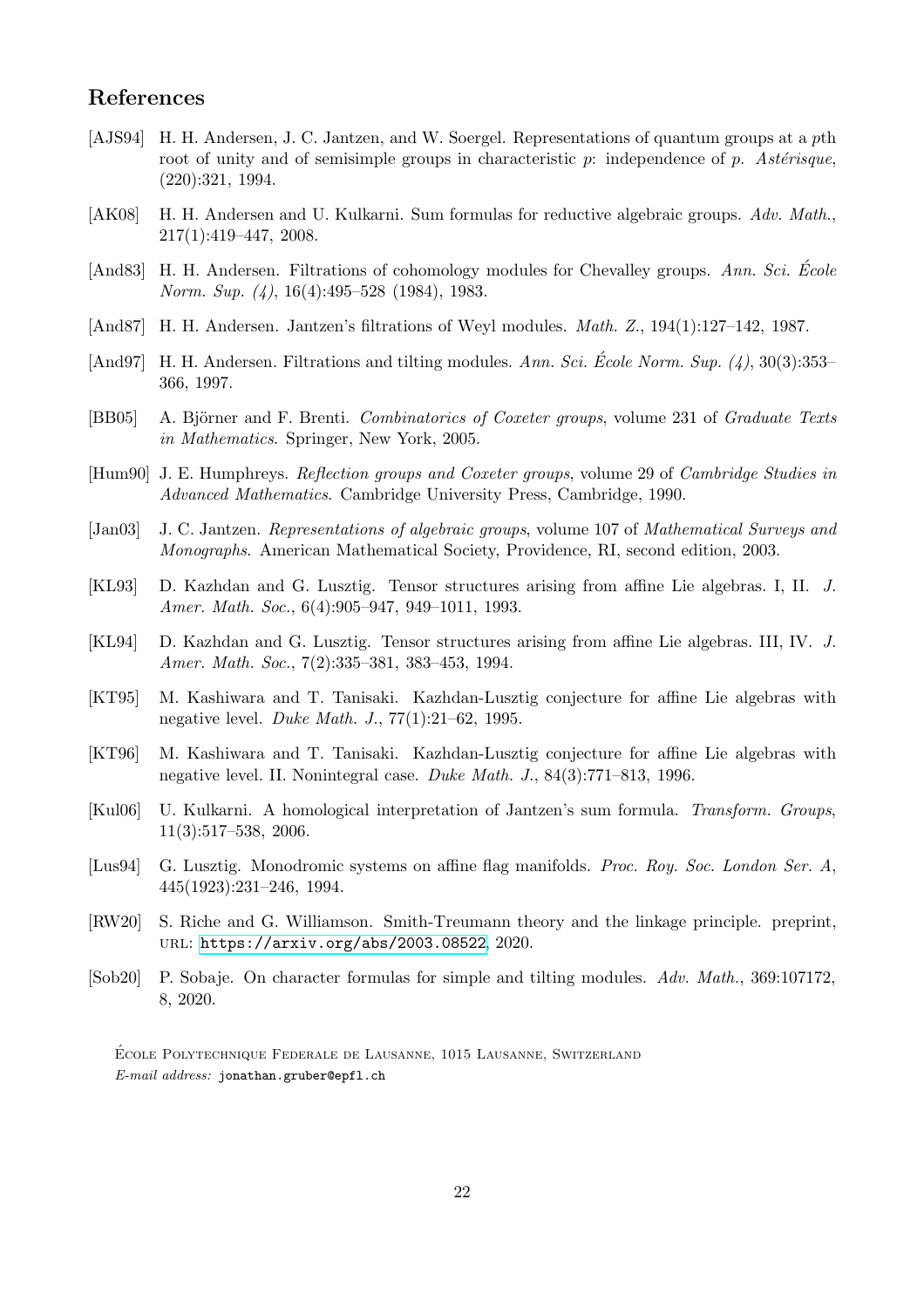## References

[AJS94] H. H. Andersen, J. C. Jantzen, and W. Soergel. Representations of quantum groups at a $p$th root of unity and of semisimple groups in characteristic $p$: independence of $p$. *Astérisque*, (220):321, 1994.

[AK08] H. H. Andersen and U. Kulkarni. Sum formulas for reductive algebraic groups. *Adv. Math.*, 217(1):419–447, 2008.

[And83] H. H. Andersen. Filtrations of cohomology modules for Chevalley groups. *Ann. Sci. École Norm. Sup. (4)*, 16(4):495–528 (1984), 1983.

[And87] H. H. Andersen. Jantzen's filtrations of Weyl modules. *Math. Z.*, 194(1):127–142, 1987.

[And97] H. H. Andersen. Filtrations and tilting modules. *Ann. Sci. École Norm. Sup. (4)*, 30(3):353–366, 1997.

[BB05] A. Björner and F. Brenti. *Combinatorics of Coxeter groups*, volume 231 of *Graduate Texts in Mathematics*. Springer, New York, 2005.

[Hum90] J. E. Humphreys. *Reflection groups and Coxeter groups*, volume 29 of *Cambridge Studies in Advanced Mathematics*. Cambridge University Press, Cambridge, 1990.

[Jan03] J. C. Jantzen. *Representations of algebraic groups*, volume 107 of *Mathematical Surveys and Monographs*. American Mathematical Society, Providence, RI, second edition, 2003.

[KL93] D. Kazhdan and G. Lusztig. Tensor structures arising from affine Lie algebras. I, II. *J. Amer. Math. Soc.*, 6(4):905–947, 949–1011, 1993.

[KL94] D. Kazhdan and G. Lusztig. Tensor structures arising from affine Lie algebras. III, IV. *J. Amer. Math. Soc.*, 7(2):335–381, 383–453, 1994.

[KT95] M. Kashiwara and T. Tanisaki. Kazhdan-Lusztig conjecture for affine Lie algebras with negative level. *Duke Math. J.*, 77(1):21–62, 1995.

[KT96] M. Kashiwara and T. Tanisaki. Kazhdan-Lusztig conjecture for affine Lie algebras with negative level. II. Nonintegral case. *Duke Math. J.*, 84(3):771–813, 1996.

[Kul06] U. Kulkarni. A homological interpretation of Jantzen's sum formula. *Transform. Groups*, 11(3):517–538, 2006.

[Lus94] G. Lusztig. Monodromic systems on affine flag manifolds. *Proc. Roy. Soc. London Ser. A*, 445(1923):231–246, 1994.

[RW20] S. Riche and G. Williamson. Smith-Treumann theory and the linkage principle. preprint, URL: https://arxiv.org/abs/2003.08522, 2020.

[Sob20] P. Sobaje. On character formulas for simple and tilting modules. *Adv. Math.*, 369:107172, 8, 2020.

École Polytechnique Federale de Lausanne, 1015 Lausanne, Switzerland
*E-mail address:* jonathan.gruber@epfl.ch